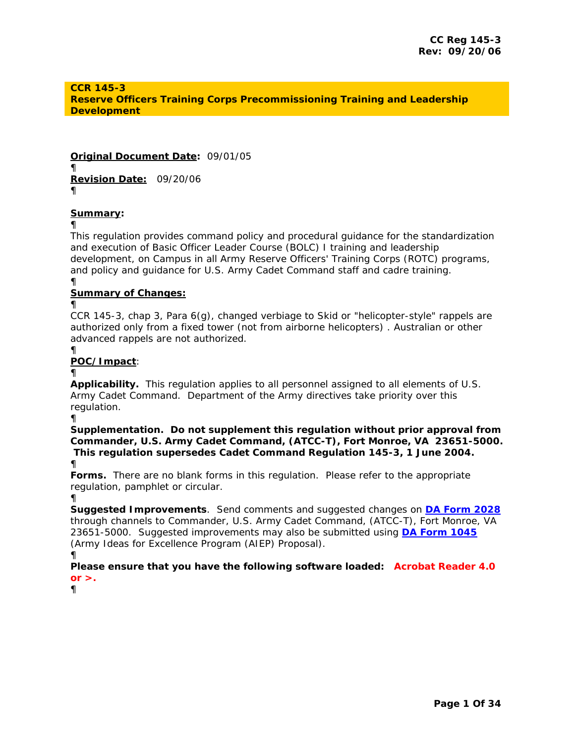**CC Reg 145-3**
**Rev: 09/20/06**

# CCR 145-3
# Reserve Officers Training Corps Precommissioning Training and Leadership Development

**Original Document Date:** 09/01/05

¶

**Revision Date:** 09/20/06

¶

**Summary:**

¶

This regulation provides command policy and procedural guidance for the standardization and execution of Basic Officer Leader Course (BOLC) I training and leadership development, on Campus in all Army Reserve Officers' Training Corps (ROTC) programs, and policy and guidance for U.S. Army Cadet Command staff and cadre training.

¶

**Summary of Changes:**

¶

CCR 145-3, chap 3, Para 6(g), changed verbiage to Skid or "helicopter-style" rappels are authorized only from a fixed tower (not from airborne helicopters) . Australian or other advanced rappels are not authorized.

¶

**POC/Impact**:

¶

**Applicability.** This regulation applies to all personnel assigned to all elements of U.S. Army Cadet Command. Department of the Army directives take priority over this regulation.

¶

**Supplementation. Do not supplement this regulation without prior approval from Commander, U.S. Army Cadet Command, (ATCC-T), Fort Monroe, VA 23651-5000. This regulation supersedes Cadet Command Regulation 145-3, 1 June 2004.**

¶

**Forms.** There are no blank forms in this regulation. Please refer to the appropriate regulation, pamphlet or circular.

¶

**Suggested Improvements**. Send comments and suggested changes on **DA Form 2028** through channels to Commander, U.S. Army Cadet Command, (ATCC-T), Fort Monroe, VA 23651-5000. Suggested improvements may also be submitted using **DA Form 1045** (Army Ideas for Excellence Program (AIEP) Proposal).

¶

**Please ensure that you have the following software loaded: Acrobat Reader 4.0 or >.**

¶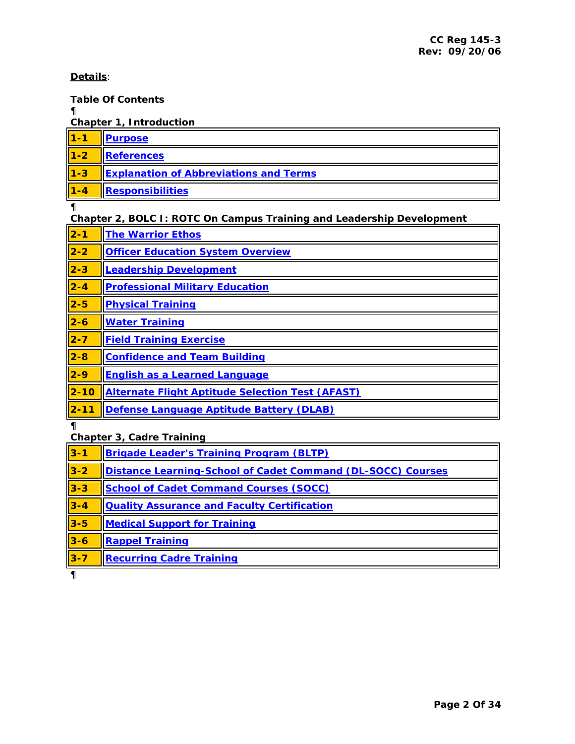**Details**:

**Table Of Contents**

¶

**Chapter 1, Introduction**

| | |
|---|---|
| 1-1 | Purpose |
| 1-2 | References |
| 1-3 | Explanation of Abbreviations and Terms |
| 1-4 | Responsibilities |

¶

**Chapter 2, BOLC I: ROTC On Campus Training and Leadership Development**

| | |
|---|---|
| 2-1 | The Warrior Ethos |
| 2-2 | Officer Education System Overview |
| 2-3 | Leadership Development |
| 2-4 | Professional Military Education |
| 2-5 | Physical Training |
| 2-6 | Water Training |
| 2-7 | Field Training Exercise |
| 2-8 | Confidence and Team Building |
| 2-9 | English as a Learned Language |
| 2-10 | Alternate Flight Aptitude Selection Test (AFAST) |
| 2-11 | Defense Language Aptitude Battery (DLAB) |

¶

**Chapter 3, Cadre Training**

| | |
|---|---|
| 3-1 | Brigade Leader's Training Program (BLTP) |
| 3-2 | Distance Learning-School of Cadet Command (DL-SOCC) Courses |
| 3-3 | School of Cadet Command Courses (SOCC) |
| 3-4 | Quality Assurance and Faculty Certification |
| 3-5 | Medical Support for Training |
| 3-6 | Rappel Training |
| 3-7 | Recurring Cadre Training |

¶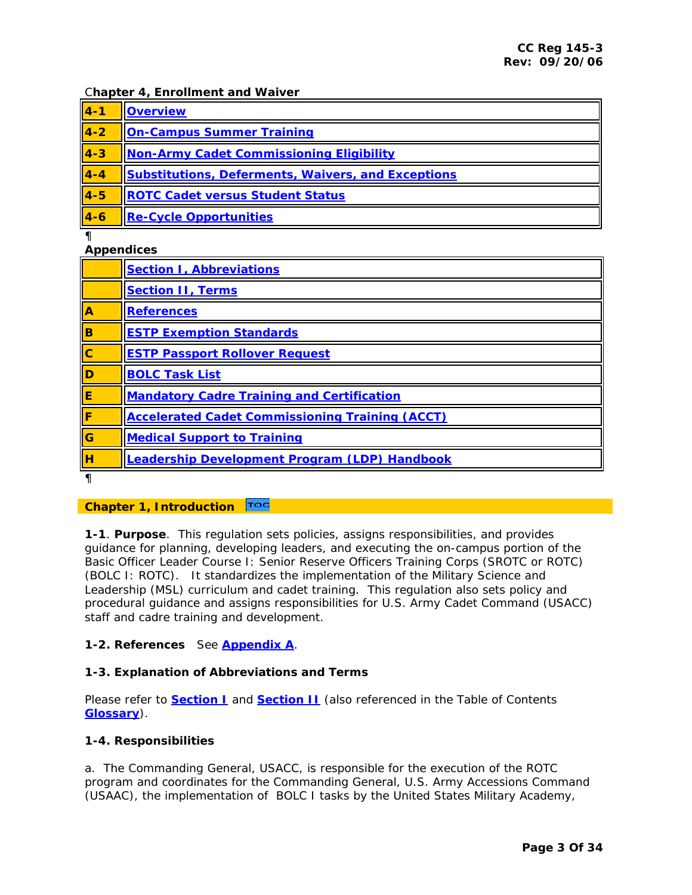Chapter 4, Enrollment and Waiver

| | |
|---|---|
| 4-1 | Overview |
| 4-2 | On-Campus Summer Training |
| 4-3 | Non-Army Cadet Commissioning Eligibility |
| 4-4 | Substitutions, Deferments, Waivers, and Exceptions |
| 4-5 | ROTC Cadet versus Student Status |
| 4-6 | Re-Cycle Opportunities |

**Appendices**

| | |
|---|---|
| | Section I, Abbreviations |
| | Section II, Terms |
| A | References |
| B | ESTP Exemption Standards |
| C | ESTP Passport Rollover Request |
| D | BOLC Task List |
| E | Mandatory Cadre Training and Certification |
| F | Accelerated Cadet Commissioning Training (ACCT) |
| G | Medical Support to Training |
| H | Leadership Development Program (LDP) Handbook |

## Chapter 1, Introduction

**1-1**. **Purpose**. This regulation sets policies, assigns responsibilities, and provides guidance for planning, developing leaders, and executing the on-campus portion of the Basic Officer Leader Course I: Senior Reserve Officers Training Corps (SROTC or ROTC) (BOLC I: ROTC). It standardizes the implementation of the Military Science and Leadership (MSL) curriculum and cadet training. This regulation also sets policy and procedural guidance and assigns responsibilities for U.S. Army Cadet Command (USACC) staff and cadre training and development.

**1-2. References** See **Appendix A**.

**1-3. Explanation of Abbreviations and Terms**

Please refer to **Section I** and **Section II** (also referenced in the Table of Contents **Glossary**).

**1-4. Responsibilities**

a. The Commanding General, USACC, is responsible for the execution of the ROTC program and coordinates for the Commanding General, U.S. Army Accessions Command (USAAC), the implementation of BOLC I tasks by the United States Military Academy,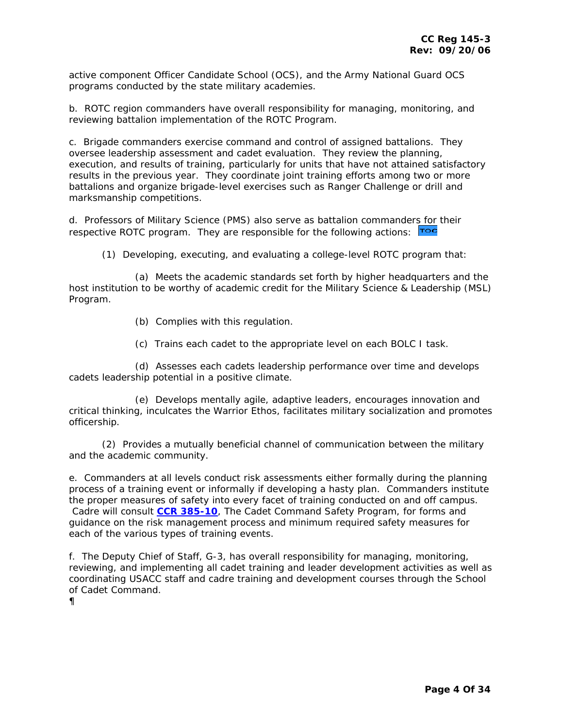active component Officer Candidate School (OCS), and the Army National Guard OCS programs conducted by the state military academies.

b. ROTC region commanders have overall responsibility for managing, monitoring, and reviewing battalion implementation of the ROTC Program.

c. Brigade commanders exercise command and control of assigned battalions. They oversee leadership assessment and cadet evaluation. They review the planning, execution, and results of training, particularly for units that have not attained satisfactory results in the previous year. They coordinate joint training efforts among two or more battalions and organize brigade-level exercises such as Ranger Challenge or drill and marksmanship competitions.

d. Professors of Military Science (PMS) also serve as battalion commanders for their respective ROTC program. They are responsible for the following actions: TOC

(1) Developing, executing, and evaluating a college-level ROTC program that:

(a) Meets the academic standards set forth by higher headquarters and the host institution to be worthy of academic credit for the Military Science & Leadership (MSL) Program.

(b) Complies with this regulation.

(c) Trains each cadet to the appropriate level on each BOLC I task.

(d) Assesses each cadets leadership performance over time and develops cadets leadership potential in a positive climate.

(e) Develops mentally agile, adaptive leaders, encourages innovation and critical thinking, inculcates the Warrior Ethos, facilitates military socialization and promotes officership.

(2) Provides a mutually beneficial channel of communication between the military and the academic community.

e. Commanders at all levels conduct risk assessments either formally during the planning process of a training event or informally if developing a hasty plan. Commanders institute the proper measures of safety into every facet of training conducted on and off campus. Cadre will consult **CCR 385-10**, The Cadet Command Safety Program, for forms and guidance on the risk management process and minimum required safety measures for each of the various types of training events.

f. The Deputy Chief of Staff, G-3, has overall responsibility for managing, monitoring, reviewing, and implementing all cadet training and leader development activities as well as coordinating USACC staff and cadre training and development courses through the School of Cadet Command.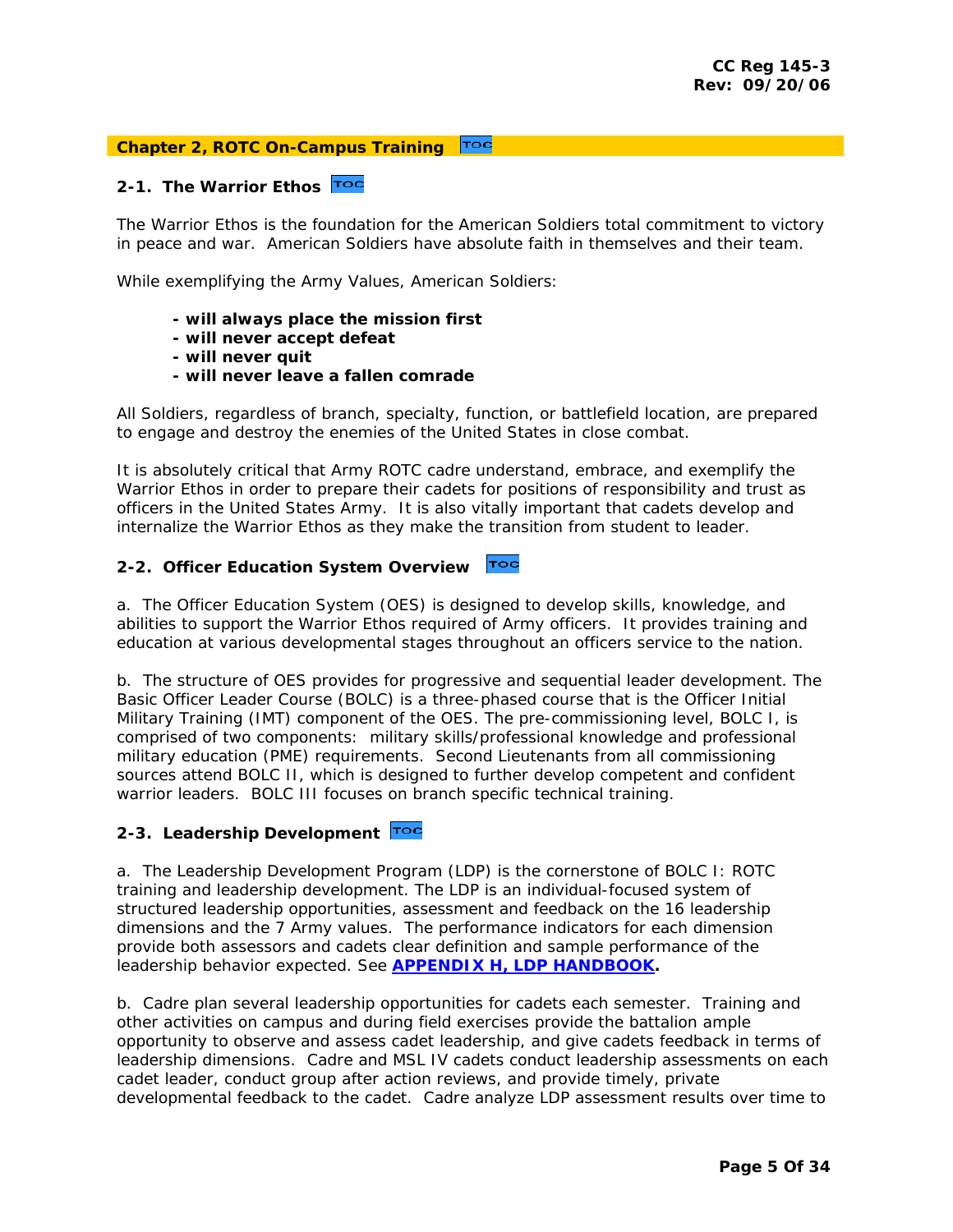## Chapter 2, ROTC On-Campus Training

### 2-1. The Warrior Ethos

The Warrior Ethos is the foundation for the American Soldiers total commitment to victory in peace and war. American Soldiers have absolute faith in themselves and their team.

While exemplifying the Army Values, American Soldiers:

- **will always place the mission first**
- **will never accept defeat**
- **will never quit**
- **will never leave a fallen comrade**

All Soldiers, regardless of branch, specialty, function, or battlefield location, are prepared to engage and destroy the enemies of the United States in close combat.

It is absolutely critical that Army ROTC cadre understand, embrace, and exemplify the Warrior Ethos in order to prepare their cadets for positions of responsibility and trust as officers in the United States Army. It is also vitally important that cadets develop and internalize the Warrior Ethos as they make the transition from student to leader.

### 2-2. Officer Education System Overview

a. The Officer Education System (OES) is designed to develop skills, knowledge, and abilities to support the Warrior Ethos required of Army officers. It provides training and education at various developmental stages throughout an officers service to the nation.

b. The structure of OES provides for progressive and sequential leader development. The Basic Officer Leader Course (BOLC) is a three-phased course that is the Officer Initial Military Training (IMT) component of the OES. The pre-commissioning level, BOLC I, is comprised of two components: military skills/professional knowledge and professional military education (PME) requirements. Second Lieutenants from all commissioning sources attend BOLC II, which is designed to further develop competent and confident warrior leaders. BOLC III focuses on branch specific technical training.

### 2-3. Leadership Development

a. The Leadership Development Program (LDP) is the cornerstone of BOLC I: ROTC training and leadership development. The LDP is an individual-focused system of structured leadership opportunities, assessment and feedback on the 16 leadership dimensions and the 7 Army values. The performance indicators for each dimension provide both assessors and cadets clear definition and sample performance of the leadership behavior expected. See **APPENDIX H, LDP HANDBOOK.**

b. Cadre plan several leadership opportunities for cadets each semester. Training and other activities on campus and during field exercises provide the battalion ample opportunity to observe and assess cadet leadership, and give cadets feedback in terms of leadership dimensions. Cadre and MSL IV cadets conduct leadership assessments on each cadet leader, conduct group after action reviews, and provide timely, private developmental feedback to the cadet. Cadre analyze LDP assessment results over time to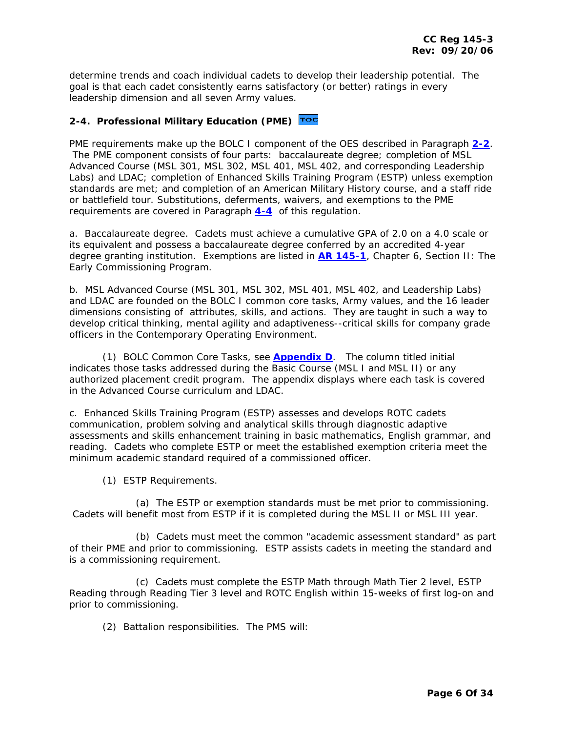determine trends and coach individual cadets to develop their leadership potential. The goal is that each cadet consistently earns satisfactory (or better) ratings in every leadership dimension and all seven Army values.

## 2-4. Professional Military Education (PME)

PME requirements make up the BOLC I component of the OES described in Paragraph **2-2**. The PME component consists of four parts: baccalaureate degree; completion of MSL Advanced Course (MSL 301, MSL 302, MSL 401, MSL 402, and corresponding Leadership Labs) and LDAC; completion of Enhanced Skills Training Program (ESTP) unless exemption standards are met; and completion of an American Military History course, and a staff ride or battlefield tour. Substitutions, deferments, waivers, and exemptions to the PME requirements are covered in Paragraph **4-4** of this regulation.

a. Baccalaureate degree. Cadets must achieve a cumulative GPA of 2.0 on a 4.0 scale or its equivalent and possess a baccalaureate degree conferred by an accredited 4-year degree granting institution. Exemptions are listed in **AR 145-1**, Chapter 6, Section II: The Early Commissioning Program.

b. MSL Advanced Course (MSL 301, MSL 302, MSL 401, MSL 402, and Leadership Labs) and LDAC are founded on the BOLC I common core tasks, Army values, and the 16 leader dimensions consisting of attributes, skills, and actions. They are taught in such a way to develop critical thinking, mental agility and adaptiveness--critical skills for company grade officers in the Contemporary Operating Environment.

(1) BOLC Common Core Tasks, see **Appendix D**. The column titled initial indicates those tasks addressed during the Basic Course (MSL I and MSL II) or any authorized placement credit program. The appendix displays where each task is covered in the Advanced Course curriculum and LDAC.

c. Enhanced Skills Training Program (ESTP) assesses and develops ROTC cadets communication, problem solving and analytical skills through diagnostic adaptive assessments and skills enhancement training in basic mathematics, English grammar, and reading. Cadets who complete ESTP or meet the established exemption criteria meet the minimum academic standard required of a commissioned officer.

(1) ESTP Requirements.

(a) The ESTP or exemption standards must be met prior to commissioning. Cadets will benefit most from ESTP if it is completed during the MSL II or MSL III year.

(b) Cadets must meet the common "academic assessment standard" as part of their PME and prior to commissioning. ESTP assists cadets in meeting the standard and is a commissioning requirement.

(c) Cadets must complete the ESTP Math through Math Tier 2 level, ESTP Reading through Reading Tier 3 level and ROTC English within 15-weeks of first log-on and prior to commissioning.

(2) Battalion responsibilities. The PMS will: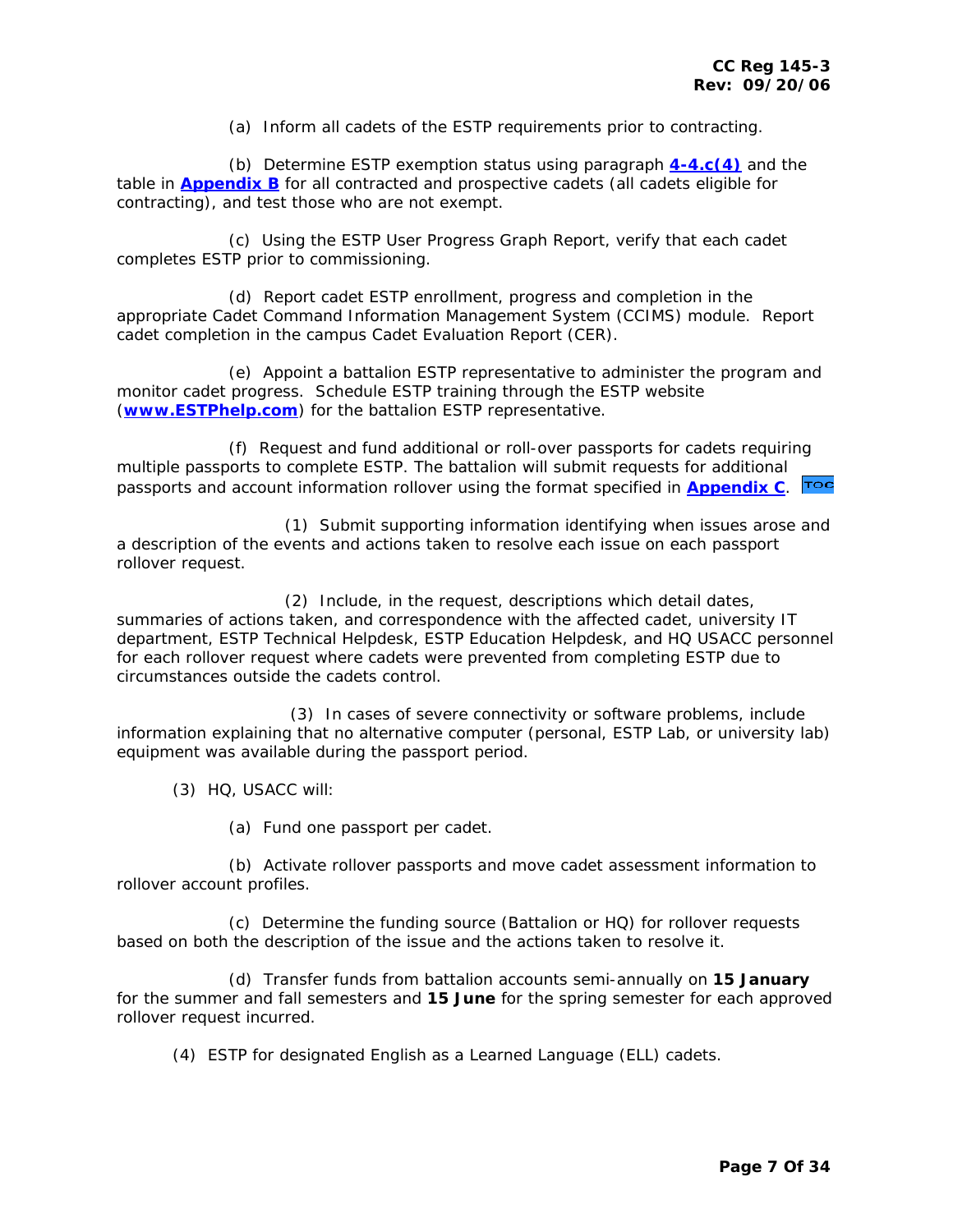(a) Inform all cadets of the ESTP requirements prior to contracting.

(b) Determine ESTP exemption status using paragraph **4-4.c(4)** and the table in **Appendix B** for all contracted and prospective cadets (all cadets eligible for contracting), and test those who are not exempt.

(c) Using the ESTP User Progress Graph Report, verify that each cadet completes ESTP prior to commissioning.

(d) Report cadet ESTP enrollment, progress and completion in the appropriate Cadet Command Information Management System (CCIMS) module. Report cadet completion in the campus Cadet Evaluation Report (CER).

(e) Appoint a battalion ESTP representative to administer the program and monitor cadet progress. Schedule ESTP training through the ESTP website (**www.ESTPhelp.com**) for the battalion ESTP representative.

(f) Request and fund additional or roll-over passports for cadets requiring multiple passports to complete ESTP. The battalion will submit requests for additional passports and account information rollover using the format specified in **Appendix C**.

(1) Submit supporting information identifying when issues arose and a description of the events and actions taken to resolve each issue on each passport rollover request.

(2) Include, in the request, descriptions which detail dates, summaries of actions taken, and correspondence with the affected cadet, university IT department, ESTP Technical Helpdesk, ESTP Education Helpdesk, and HQ USACC personnel for each rollover request where cadets were prevented from completing ESTP due to circumstances outside the cadets control.

(3) In cases of severe connectivity or software problems, include information explaining that no alternative computer (personal, ESTP Lab, or university lab) equipment was available during the passport period.

(3) HQ, USACC will:

(a) Fund one passport per cadet.

(b) Activate rollover passports and move cadet assessment information to rollover account profiles.

(c) Determine the funding source (Battalion or HQ) for rollover requests based on both the description of the issue and the actions taken to resolve it.

(d) Transfer funds from battalion accounts semi-annually on **15 January** for the summer and fall semesters and **15 June** for the spring semester for each approved rollover request incurred.

(4) ESTP for designated English as a Learned Language (ELL) cadets.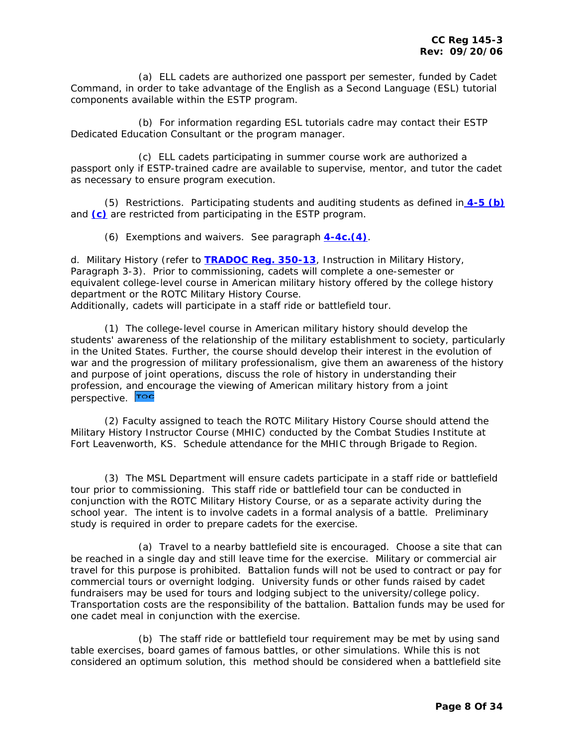(a) ELL cadets are authorized one passport per semester, funded by Cadet Command, in order to take advantage of the English as a Second Language (ESL) tutorial components available within the ESTP program.

(b) For information regarding ESL tutorials cadre may contact their ESTP Dedicated Education Consultant or the program manager.

(c) ELL cadets participating in summer course work are authorized a passport only if ESTP-trained cadre are available to supervise, mentor, and tutor the cadet as necessary to ensure program execution.

(5) Restrictions. Participating students and auditing students as defined in **4-5 (b)** and **(c)** are restricted from participating in the ESTP program.

(6) Exemptions and waivers. See paragraph **4-4c.(4)**.

d. Military History (refer to **TRADOC Reg. 350-13**, Instruction in Military History, Paragraph 3-3). Prior to commissioning, cadets will complete a one-semester or equivalent college-level course in American military history offered by the college history department or the ROTC Military History Course.
Additionally, cadets will participate in a staff ride or battlefield tour.

(1) The college-level course in American military history should develop the students' awareness of the relationship of the military establishment to society, particularly in the United States. Further, the course should develop their interest in the evolution of war and the progression of military professionalism, give them an awareness of the history and purpose of joint operations, discuss the role of history in understanding their profession, and encourage the viewing of American military history from a joint perspective. TOC

(2) Faculty assigned to teach the ROTC Military History Course should attend the Military History Instructor Course (MHIC) conducted by the Combat Studies Institute at Fort Leavenworth, KS. Schedule attendance for the MHIC through Brigade to Region.

(3) The MSL Department will ensure cadets participate in a staff ride or battlefield tour prior to commissioning. This staff ride or battlefield tour can be conducted in conjunction with the ROTC Military History Course, or as a separate activity during the school year. The intent is to involve cadets in a formal analysis of a battle. Preliminary study is required in order to prepare cadets for the exercise.

(a) Travel to a nearby battlefield site is encouraged. Choose a site that can be reached in a single day and still leave time for the exercise. Military or commercial air travel for this purpose is prohibited. Battalion funds will not be used to contract or pay for commercial tours or overnight lodging. University funds or other funds raised by cadet fundraisers may be used for tours and lodging subject to the university/college policy. Transportation costs are the responsibility of the battalion. Battalion funds may be used for one cadet meal in conjunction with the exercise.

(b) The staff ride or battlefield tour requirement may be met by using sand table exercises, board games of famous battles, or other simulations. While this is not considered an optimum solution, this method should be considered when a battlefield site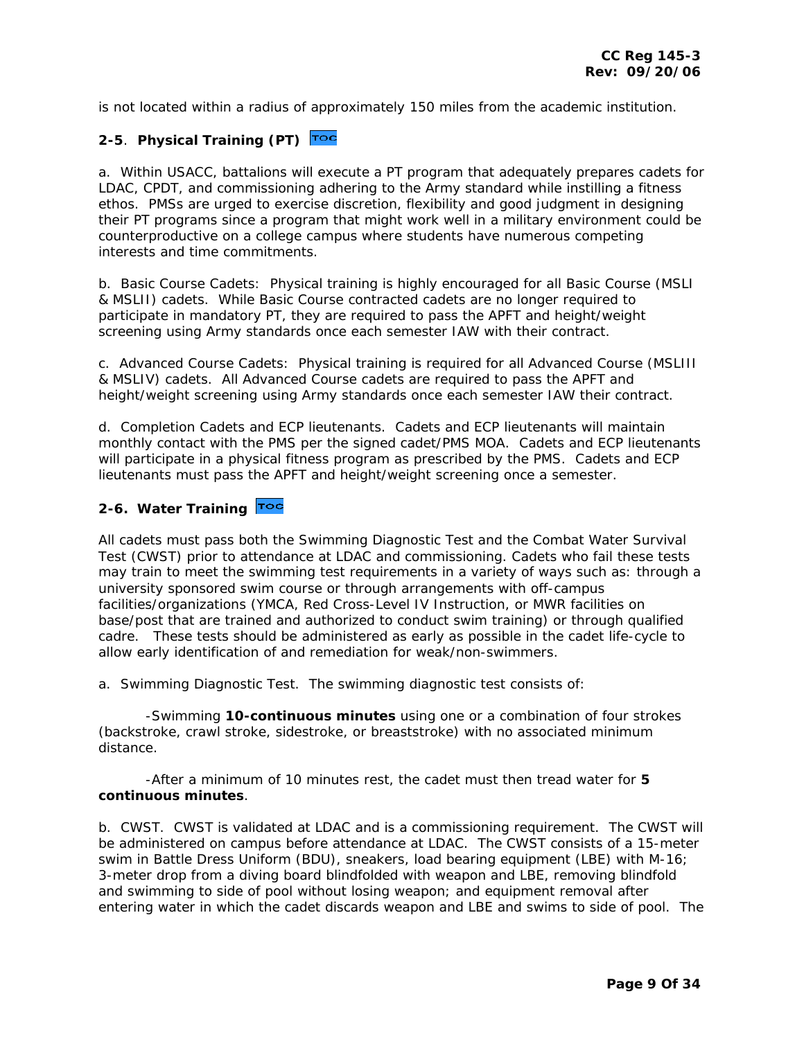is not located within a radius of approximately 150 miles from the academic institution.

## 2-5. Physical Training (PT) TOC

a. Within USACC, battalions will execute a PT program that adequately prepares cadets for LDAC, CPDT, and commissioning adhering to the Army standard while instilling a fitness ethos. PMSs are urged to exercise discretion, flexibility and good judgment in designing their PT programs since a program that might work well in a military environment could be counterproductive on a college campus where students have numerous competing interests and time commitments.

b. Basic Course Cadets: Physical training is highly encouraged for all Basic Course (MSLI & MSLII) cadets. While Basic Course contracted cadets are no longer required to participate in mandatory PT, they are required to pass the APFT and height/weight screening using Army standards once each semester IAW with their contract.

c. Advanced Course Cadets: Physical training is required for all Advanced Course (MSLIII & MSLIV) cadets. All Advanced Course cadets are required to pass the APFT and height/weight screening using Army standards once each semester IAW their contract.

d. Completion Cadets and ECP lieutenants. Cadets and ECP lieutenants will maintain monthly contact with the PMS per the signed cadet/PMS MOA. Cadets and ECP lieutenants will participate in a physical fitness program as prescribed by the PMS. Cadets and ECP lieutenants must pass the APFT and height/weight screening once a semester.

## 2-6. Water Training TOC

All cadets must pass both the Swimming Diagnostic Test and the Combat Water Survival Test (CWST) prior to attendance at LDAC and commissioning. Cadets who fail these tests may train to meet the swimming test requirements in a variety of ways such as: through a university sponsored swim course or through arrangements with off-campus facilities/organizations (YMCA, Red Cross-Level IV Instruction, or MWR facilities on base/post that are trained and authorized to conduct swim training) or through qualified cadre. These tests should be administered as early as possible in the cadet life-cycle to allow early identification of and remediation for weak/non-swimmers.

a. Swimming Diagnostic Test. The swimming diagnostic test consists of:

-Swimming **10-continuous minutes** using one or a combination of four strokes (backstroke, crawl stroke, sidestroke, or breaststroke) with no associated minimum distance.

-After a minimum of 10 minutes rest, the cadet must then tread water for **5 continuous minutes**.

b. CWST. CWST is validated at LDAC and is a commissioning requirement. The CWST will be administered on campus before attendance at LDAC. The CWST consists of a 15-meter swim in Battle Dress Uniform (BDU), sneakers, load bearing equipment (LBE) with M-16; 3-meter drop from a diving board blindfolded with weapon and LBE, removing blindfold and swimming to side of pool without losing weapon; and equipment removal after entering water in which the cadet discards weapon and LBE and swims to side of pool. The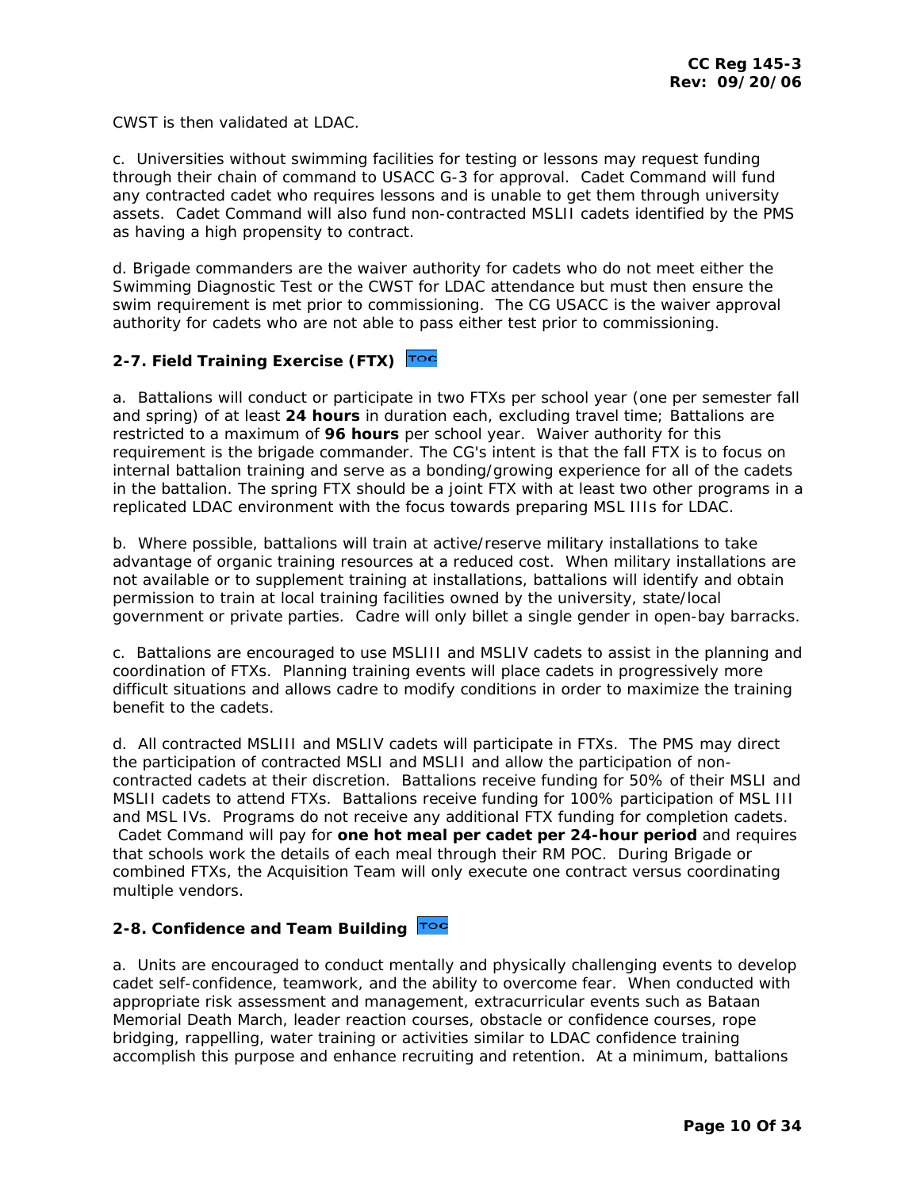CWST is then validated at LDAC.

c. Universities without swimming facilities for testing or lessons may request funding through their chain of command to USACC G-3 for approval. Cadet Command will fund any contracted cadet who requires lessons and is unable to get them through university assets. Cadet Command will also fund non-contracted MSLII cadets identified by the PMS as having a high propensity to contract.

d. Brigade commanders are the waiver authority for cadets who do not meet either the Swimming Diagnostic Test or the CWST for LDAC attendance but must then ensure the swim requirement is met prior to commissioning. The CG USACC is the waiver approval authority for cadets who are not able to pass either test prior to commissioning.

### 2-7. Field Training Exercise (FTX) TOC

a. Battalions will conduct or participate in two FTXs per school year (one per semester fall and spring) of at least **24 hours** in duration each, excluding travel time; Battalions are restricted to a maximum of **96 hours** per school year. Waiver authority for this requirement is the brigade commander. The CG's intent is that the fall FTX is to focus on internal battalion training and serve as a bonding/growing experience for all of the cadets in the battalion. The spring FTX should be a joint FTX with at least two other programs in a replicated LDAC environment with the focus towards preparing MSL IIIs for LDAC.

b. Where possible, battalions will train at active/reserve military installations to take advantage of organic training resources at a reduced cost. When military installations are not available or to supplement training at installations, battalions will identify and obtain permission to train at local training facilities owned by the university, state/local government or private parties. Cadre will only billet a single gender in open-bay barracks.

c. Battalions are encouraged to use MSLIII and MSLIV cadets to assist in the planning and coordination of FTXs. Planning training events will place cadets in progressively more difficult situations and allows cadre to modify conditions in order to maximize the training benefit to the cadets.

d. All contracted MSLIII and MSLIV cadets will participate in FTXs. The PMS may direct the participation of contracted MSLI and MSLII and allow the participation of non-contracted cadets at their discretion. Battalions receive funding for 50% of their MSLI and MSLII cadets to attend FTXs. Battalions receive funding for 100% participation of MSL III and MSL IVs. Programs do not receive any additional FTX funding for completion cadets. Cadet Command will pay for **one hot meal per cadet per 24-hour period** and requires that schools work the details of each meal through their RM POC. During Brigade or combined FTXs, the Acquisition Team will only execute one contract versus coordinating multiple vendors.

### 2-8. Confidence and Team Building TOC

a. Units are encouraged to conduct mentally and physically challenging events to develop cadet self-confidence, teamwork, and the ability to overcome fear. When conducted with appropriate risk assessment and management, extracurricular events such as Bataan Memorial Death March, leader reaction courses, obstacle or confidence courses, rope bridging, rappelling, water training or activities similar to LDAC confidence training accomplish this purpose and enhance recruiting and retention. At a minimum, battalions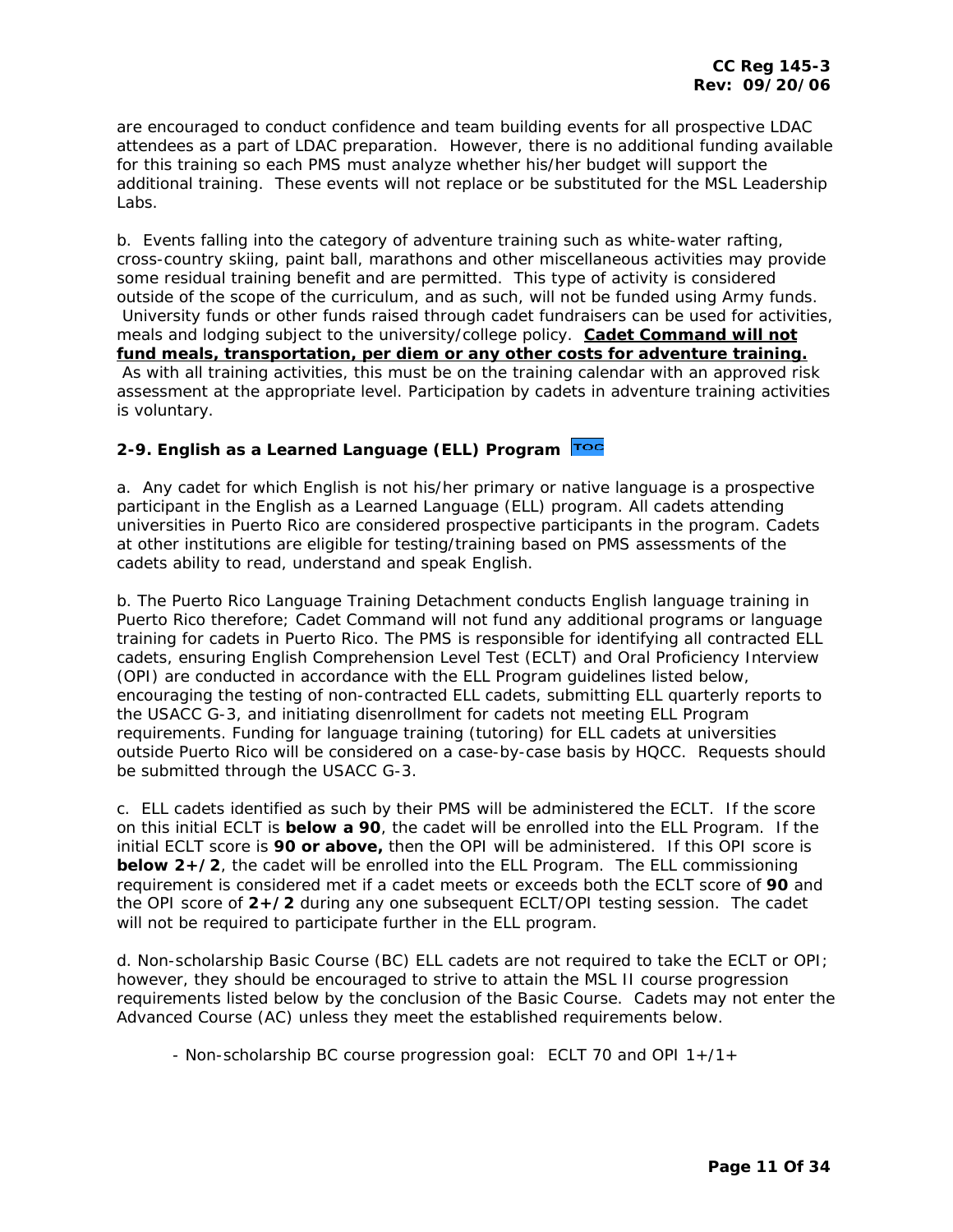are encouraged to conduct confidence and team building events for all prospective LDAC attendees as a part of LDAC preparation. However, there is no additional funding available for this training so each PMS must analyze whether his/her budget will support the additional training. These events will not replace or be substituted for the MSL Leadership Labs.

b. Events falling into the category of adventure training such as white-water rafting, cross-country skiing, paint ball, marathons and other miscellaneous activities may provide some residual training benefit and are permitted. This type of activity is considered outside of the scope of the curriculum, and as such, will not be funded using Army funds. University funds or other funds raised through cadet fundraisers can be used for activities, meals and lodging subject to the university/college policy. **<u>Cadet Command will not fund meals, transportation, per diem or any other costs for adventure training.</u>** As with all training activities, this must be on the training calendar with an approved risk assessment at the appropriate level. Participation by cadets in adventure training activities is voluntary.

### 2-9. English as a Learned Language (ELL) Program

a. Any cadet for which English is not his/her primary or native language is a prospective participant in the English as a Learned Language (ELL) program. All cadets attending universities in Puerto Rico are considered prospective participants in the program. Cadets at other institutions are eligible for testing/training based on PMS assessments of the cadets ability to read, understand and speak English.

b. The Puerto Rico Language Training Detachment conducts English language training in Puerto Rico therefore; Cadet Command will not fund any additional programs or language training for cadets in Puerto Rico. The PMS is responsible for identifying all contracted ELL cadets, ensuring English Comprehension Level Test (ECLT) and Oral Proficiency Interview (OPI) are conducted in accordance with the ELL Program guidelines listed below, encouraging the testing of non-contracted ELL cadets, submitting ELL quarterly reports to the USACC G-3, and initiating disenrollment for cadets not meeting ELL Program requirements. Funding for language training (tutoring) for ELL cadets at universities outside Puerto Rico will be considered on a case-by-case basis by HQCC. Requests should be submitted through the USACC G-3.

c. ELL cadets identified as such by their PMS will be administered the ECLT. If the score on this initial ECLT is **below a 90**, the cadet will be enrolled into the ELL Program. If the initial ECLT score is **90 or above,** then the OPI will be administered. If this OPI score is **below 2+/2**, the cadet will be enrolled into the ELL Program. The ELL commissioning requirement is considered met if a cadet meets or exceeds both the ECLT score of **90** and the OPI score of **2+/2** during any one subsequent ECLT/OPI testing session. The cadet will not be required to participate further in the ELL program.

d. Non-scholarship Basic Course (BC) ELL cadets are not required to take the ECLT or OPI; however, they should be encouraged to strive to attain the MSL II course progression requirements listed below by the conclusion of the Basic Course. Cadets may not enter the Advanced Course (AC) unless they meet the established requirements below.

- Non-scholarship BC course progression goal: ECLT 70 and OPI 1+/1+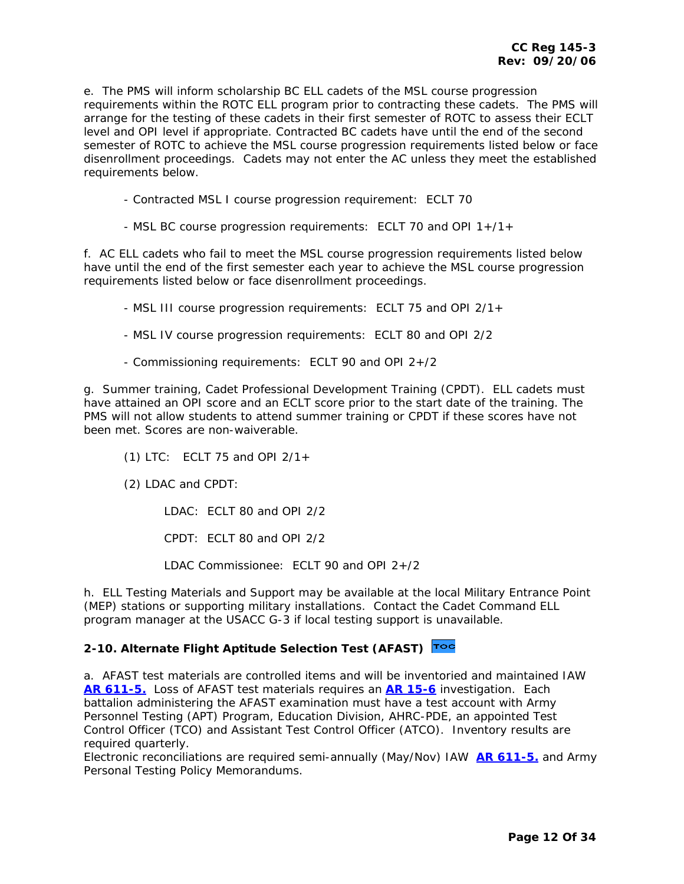e. The PMS will inform scholarship BC ELL cadets of the MSL course progression requirements within the ROTC ELL program prior to contracting these cadets. The PMS will arrange for the testing of these cadets in their first semester of ROTC to assess their ECLT level and OPI level if appropriate. Contracted BC cadets have until the end of the second semester of ROTC to achieve the MSL course progression requirements listed below or face disenrollment proceedings. Cadets may not enter the AC unless they meet the established requirements below.

- Contracted MSL I course progression requirement: ECLT 70

- MSL BC course progression requirements: ECLT 70 and OPI 1+/1+

f. AC ELL cadets who fail to meet the MSL course progression requirements listed below have until the end of the first semester each year to achieve the MSL course progression requirements listed below or face disenrollment proceedings.

- MSL III course progression requirements: ECLT 75 and OPI 2/1+

- MSL IV course progression requirements: ECLT 80 and OPI 2/2

- Commissioning requirements: ECLT 90 and OPI 2+/2

g. Summer training, Cadet Professional Development Training (CPDT). ELL cadets must have attained an OPI score and an ECLT score prior to the start date of the training. The PMS will not allow students to attend summer training or CPDT if these scores have not been met. Scores are non-waiverable.

(1) LTC: ECLT 75 and OPI 2/1+

(2) LDAC and CPDT:

LDAC: ECLT 80 and OPI 2/2

CPDT: ECLT 80 and OPI 2/2

LDAC Commissionee: ECLT 90 and OPI 2+/2

h. ELL Testing Materials and Support may be available at the local Military Entrance Point (MEP) stations or supporting military installations. Contact the Cadet Command ELL program manager at the USACC G-3 if local testing support is unavailable.

### 2-10. Alternate Flight Aptitude Selection Test (AFAST) TOC

a. AFAST test materials are controlled items and will be inventoried and maintained IAW **AR 611-5.** Loss of AFAST test materials requires an **AR 15-6** investigation. Each battalion administering the AFAST examination must have a test account with Army Personnel Testing (APT) Program, Education Division, AHRC-PDE, an appointed Test Control Officer (TCO) and Assistant Test Control Officer (ATCO). Inventory results are required quarterly.
Electronic reconciliations are required semi-annually (May/Nov) IAW **AR 611-5.** and Army Personal Testing Policy Memorandums.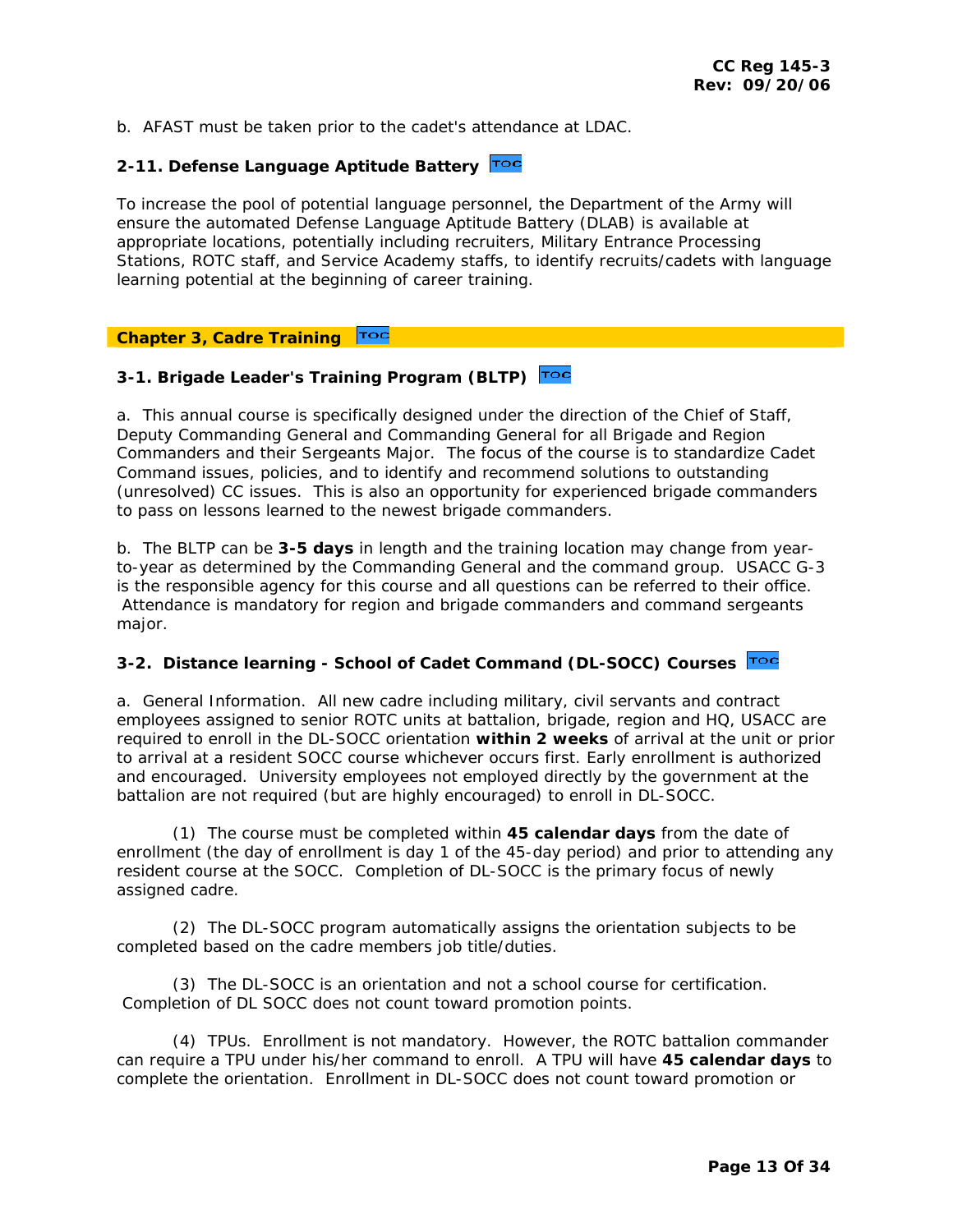b. AFAST must be taken prior to the cadet's attendance at LDAC.

### 2-11. Defense Language Aptitude Battery

To increase the pool of potential language personnel, the Department of the Army will ensure the automated Defense Language Aptitude Battery (DLAB) is available at appropriate locations, potentially including recruiters, Military Entrance Processing Stations, ROTC staff, and Service Academy staffs, to identify recruits/cadets with language learning potential at the beginning of career training.

## Chapter 3, Cadre Training

### 3-1. Brigade Leader's Training Program (BLTP)

a. This annual course is specifically designed under the direction of the Chief of Staff, Deputy Commanding General and Commanding General for all Brigade and Region Commanders and their Sergeants Major. The focus of the course is to standardize Cadet Command issues, policies, and to identify and recommend solutions to outstanding (unresolved) CC issues. This is also an opportunity for experienced brigade commanders to pass on lessons learned to the newest brigade commanders.

b. The BLTP can be **3-5 days** in length and the training location may change from year-to-year as determined by the Commanding General and the command group. USACC G-3 is the responsible agency for this course and all questions can be referred to their office. Attendance is mandatory for region and brigade commanders and command sergeants major.

### 3-2. Distance learning - School of Cadet Command (DL-SOCC) Courses

a. General Information. All new cadre including military, civil servants and contract employees assigned to senior ROTC units at battalion, brigade, region and HQ, USACC are required to enroll in the DL-SOCC orientation **within 2 weeks** of arrival at the unit or prior to arrival at a resident SOCC course whichever occurs first. Early enrollment is authorized and encouraged. University employees not employed directly by the government at the battalion are not required (but are highly encouraged) to enroll in DL-SOCC.

(1) The course must be completed within **45 calendar days** from the date of enrollment (the day of enrollment is day 1 of the 45-day period) and prior to attending any resident course at the SOCC. Completion of DL-SOCC is the primary focus of newly assigned cadre.

(2) The DL-SOCC program automatically assigns the orientation subjects to be completed based on the cadre members job title/duties.

(3) The DL-SOCC is an orientation and not a school course for certification. Completion of DL SOCC does not count toward promotion points.

(4) TPUs. Enrollment is not mandatory. However, the ROTC battalion commander can require a TPU under his/her command to enroll. A TPU will have **45 calendar days** to complete the orientation. Enrollment in DL-SOCC does not count toward promotion or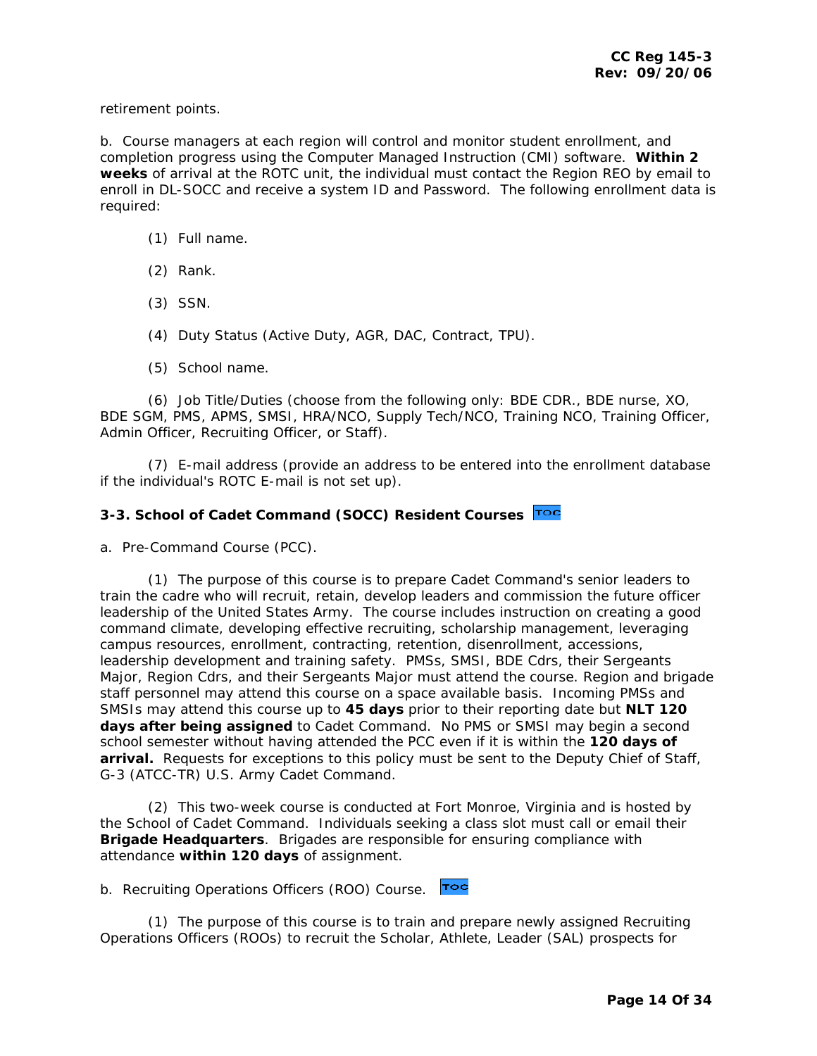retirement points.

b. Course managers at each region will control and monitor student enrollment, and completion progress using the Computer Managed Instruction (CMI) software. **Within 2 weeks** of arrival at the ROTC unit, the individual must contact the Region REO by email to enroll in DL-SOCC and receive a system ID and Password. The following enrollment data is required:

(1) Full name.

(2) Rank.

(3) SSN.

(4) Duty Status (Active Duty, AGR, DAC, Contract, TPU).

(5) School name.

(6) Job Title/Duties (choose from the following only: BDE CDR., BDE nurse, XO, BDE SGM, PMS, APMS, SMSI, HRA/NCO, Supply Tech/NCO, Training NCO, Training Officer, Admin Officer, Recruiting Officer, or Staff).

(7) E-mail address (provide an address to be entered into the enrollment database if the individual's ROTC E-mail is not set up).

### 3-3. School of Cadet Command (SOCC) Resident Courses

a. Pre-Command Course (PCC).

(1) The purpose of this course is to prepare Cadet Command's senior leaders to train the cadre who will recruit, retain, develop leaders and commission the future officer leadership of the United States Army. The course includes instruction on creating a good command climate, developing effective recruiting, scholarship management, leveraging campus resources, enrollment, contracting, retention, disenrollment, accessions, leadership development and training safety. PMSs, SMSI, BDE Cdrs, their Sergeants Major, Region Cdrs, and their Sergeants Major must attend the course. Region and brigade staff personnel may attend this course on a space available basis. Incoming PMSs and SMSIs may attend this course up to **45 days** prior to their reporting date but **NLT 120 days after being assigned** to Cadet Command. No PMS or SMSI may begin a second school semester without having attended the PCC even if it is within the **120 days of arrival.** Requests for exceptions to this policy must be sent to the Deputy Chief of Staff, G-3 (ATCC-TR) U.S. Army Cadet Command.

(2) This two-week course is conducted at Fort Monroe, Virginia and is hosted by the School of Cadet Command. Individuals seeking a class slot must call or email their **Brigade Headquarters**. Brigades are responsible for ensuring compliance with attendance **within 120 days** of assignment.

b. Recruiting Operations Officers (ROO) Course.

(1) The purpose of this course is to train and prepare newly assigned Recruiting Operations Officers (ROOs) to recruit the Scholar, Athlete, Leader (SAL) prospects for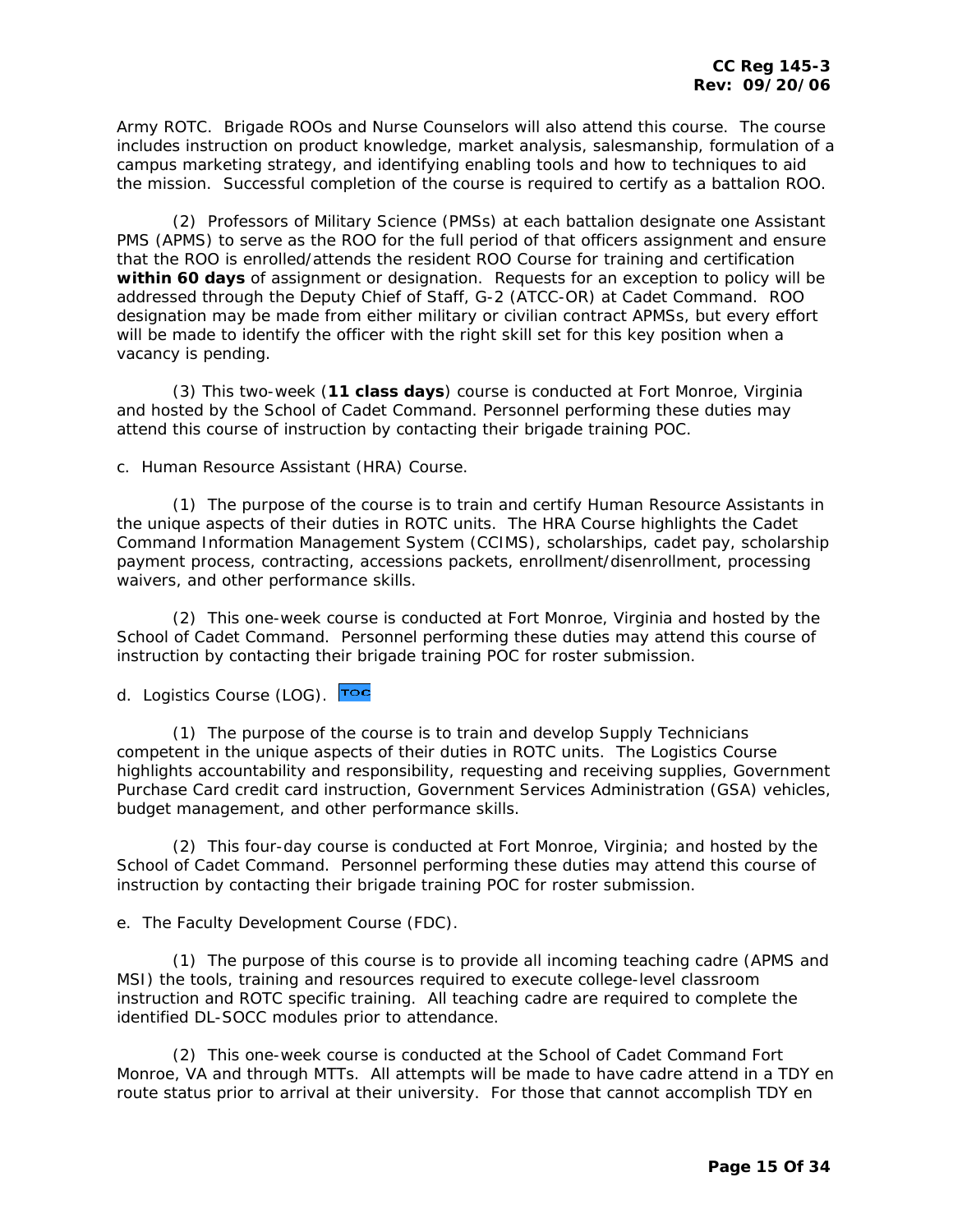Army ROTC. Brigade ROOs and Nurse Counselors will also attend this course. The course includes instruction on product knowledge, market analysis, salesmanship, formulation of a campus marketing strategy, and identifying enabling tools and how to techniques to aid the mission. Successful completion of the course is required to certify as a battalion ROO.

(2) Professors of Military Science (PMSs) at each battalion designate one Assistant PMS (APMS) to serve as the ROO for the full period of that officers assignment and ensure that the ROO is enrolled/attends the resident ROO Course for training and certification **within 60 days** of assignment or designation. Requests for an exception to policy will be addressed through the Deputy Chief of Staff, G-2 (ATCC-OR) at Cadet Command. ROO designation may be made from either military or civilian contract APMSs, but every effort will be made to identify the officer with the right skill set for this key position when a vacancy is pending.

(3) This two-week (**11 class days**) course is conducted at Fort Monroe, Virginia and hosted by the School of Cadet Command. Personnel performing these duties may attend this course of instruction by contacting their brigade training POC.

c. Human Resource Assistant (HRA) Course.

(1) The purpose of the course is to train and certify Human Resource Assistants in the unique aspects of their duties in ROTC units. The HRA Course highlights the Cadet Command Information Management System (CCIMS), scholarships, cadet pay, scholarship payment process, contracting, accessions packets, enrollment/disenrollment, processing waivers, and other performance skills.

(2) This one-week course is conducted at Fort Monroe, Virginia and hosted by the School of Cadet Command. Personnel performing these duties may attend this course of instruction by contacting their brigade training POC for roster submission.

d. Logistics Course (LOG).

(1) The purpose of the course is to train and develop Supply Technicians competent in the unique aspects of their duties in ROTC units. The Logistics Course highlights accountability and responsibility, requesting and receiving supplies, Government Purchase Card credit card instruction, Government Services Administration (GSA) vehicles, budget management, and other performance skills.

(2) This four-day course is conducted at Fort Monroe, Virginia; and hosted by the School of Cadet Command. Personnel performing these duties may attend this course of instruction by contacting their brigade training POC for roster submission.

e. The Faculty Development Course (FDC).

(1) The purpose of this course is to provide all incoming teaching cadre (APMS and MSI) the tools, training and resources required to execute college-level classroom instruction and ROTC specific training. All teaching cadre are required to complete the identified DL-SOCC modules prior to attendance.

(2) This one-week course is conducted at the School of Cadet Command Fort Monroe, VA and through MTTs. All attempts will be made to have cadre attend in a TDY en route status prior to arrival at their university. For those that cannot accomplish TDY en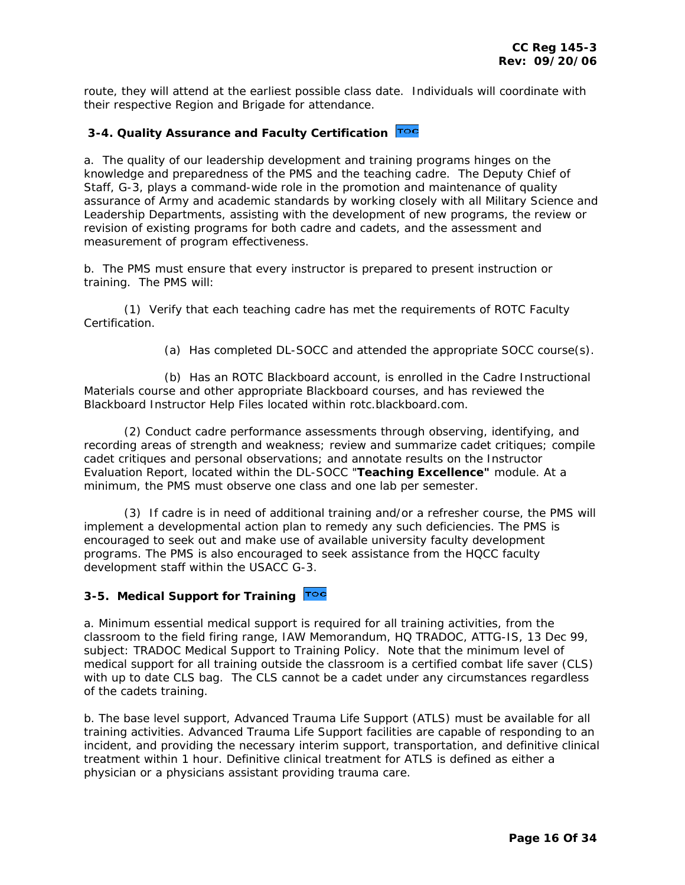route, they will attend at the earliest possible class date. Individuals will coordinate with their respective Region and Brigade for attendance.

### 3-4. Quality Assurance and Faculty Certification

a. The quality of our leadership development and training programs hinges on the knowledge and preparedness of the PMS and the teaching cadre. The Deputy Chief of Staff, G-3, plays a command-wide role in the promotion and maintenance of quality assurance of Army and academic standards by working closely with all Military Science and Leadership Departments, assisting with the development of new programs, the review or revision of existing programs for both cadre and cadets, and the assessment and measurement of program effectiveness.

b. The PMS must ensure that every instructor is prepared to present instruction or training. The PMS will:

(1) Verify that each teaching cadre has met the requirements of ROTC Faculty Certification.

(a) Has completed DL-SOCC and attended the appropriate SOCC course(s).

(b) Has an ROTC Blackboard account, is enrolled in the Cadre Instructional Materials course and other appropriate Blackboard courses, and has reviewed the Blackboard Instructor Help Files located within rotc.blackboard.com.

(2) Conduct cadre performance assessments through observing, identifying, and recording areas of strength and weakness; review and summarize cadet critiques; compile cadet critiques and personal observations; and annotate results on the Instructor Evaluation Report, located within the DL-SOCC "**Teaching Excellence"** module. At a minimum, the PMS must observe one class and one lab per semester.

(3) If cadre is in need of additional training and/or a refresher course, the PMS will implement a developmental action plan to remedy any such deficiencies. The PMS is encouraged to seek out and make use of available university faculty development programs. The PMS is also encouraged to seek assistance from the HQCC faculty development staff within the USACC G-3.

### 3-5. Medical Support for Training

a. Minimum essential medical support is required for all training activities, from the classroom to the field firing range, IAW Memorandum, HQ TRADOC, ATTG-IS, 13 Dec 99, subject: TRADOC Medical Support to Training Policy. Note that the minimum level of medical support for all training outside the classroom is a certified combat life saver (CLS) with up to date CLS bag. The CLS cannot be a cadet under any circumstances regardless of the cadets training.

b. The base level support, Advanced Trauma Life Support (ATLS) must be available for all training activities. Advanced Trauma Life Support facilities are capable of responding to an incident, and providing the necessary interim support, transportation, and definitive clinical treatment within 1 hour. Definitive clinical treatment for ATLS is defined as either a physician or a physicians assistant providing trauma care.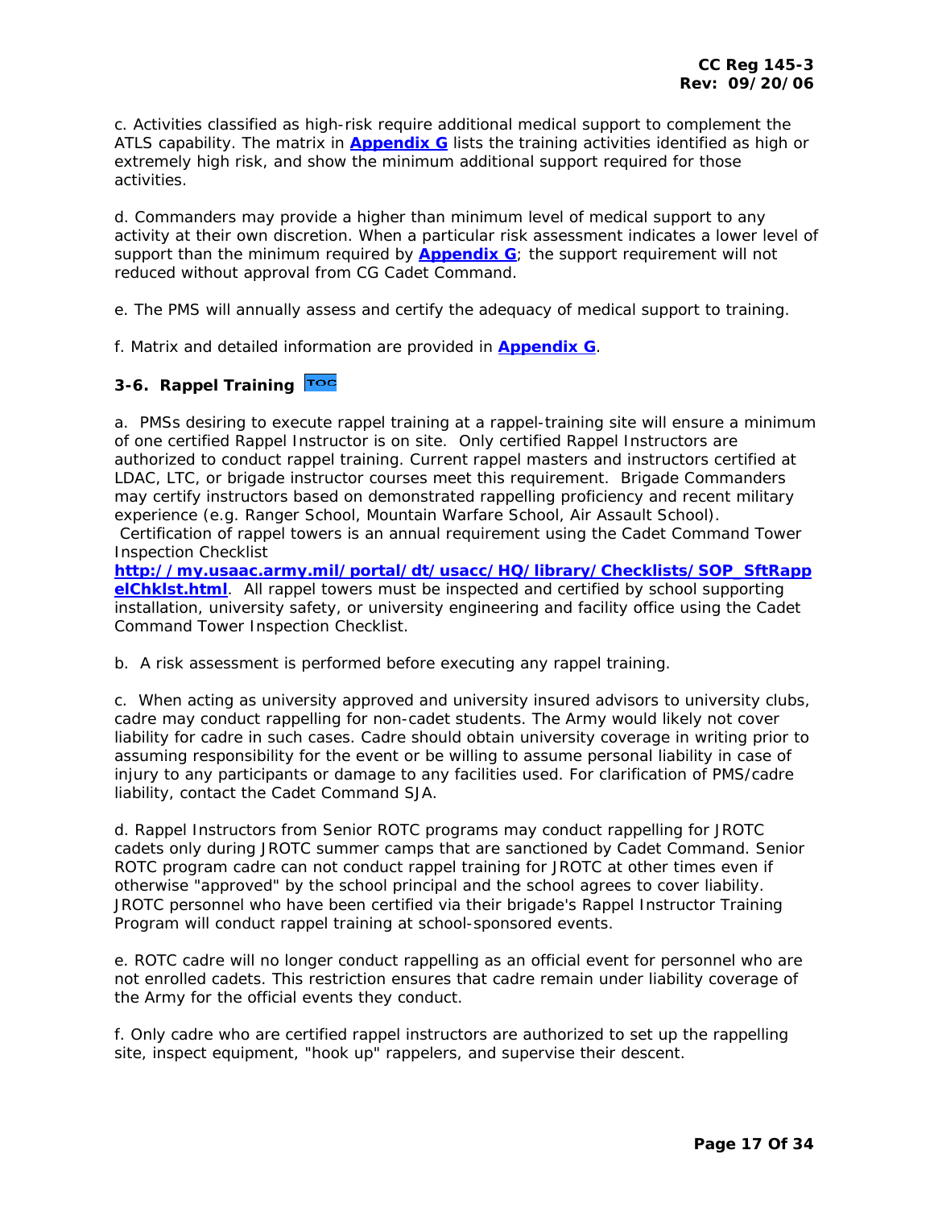c. Activities classified as high-risk require additional medical support to complement the ATLS capability. The matrix in **Appendix G** lists the training activities identified as high or extremely high risk, and show the minimum additional support required for those activities.

d. Commanders may provide a higher than minimum level of medical support to any activity at their own discretion. When a particular risk assessment indicates a lower level of support than the minimum required by **Appendix G**; the support requirement will not reduced without approval from CG Cadet Command.

e. The PMS will annually assess and certify the adequacy of medical support to training.

f. Matrix and detailed information are provided in **Appendix G**.

### 3-6. Rappel Training

a. PMSs desiring to execute rappel training at a rappel-training site will ensure a minimum of one certified Rappel Instructor is on site. Only certified Rappel Instructors are authorized to conduct rappel training. Current rappel masters and instructors certified at LDAC, LTC, or brigade instructor courses meet this requirement. Brigade Commanders may certify instructors based on demonstrated rappelling proficiency and recent military experience (e.g. Ranger School, Mountain Warfare School, Air Assault School). Certification of rappel towers is an annual requirement using the Cadet Command Tower Inspection Checklist **http://my.usaac.army.mil/portal/dt/usacc/HQ/library/Checklists/SOP_SftRappelChklst.html**. All rappel towers must be inspected and certified by school supporting installation, university safety, or university engineering and facility office using the Cadet Command Tower Inspection Checklist.

b. A risk assessment is performed before executing any rappel training.

c. When acting as university approved and university insured advisors to university clubs, cadre may conduct rappelling for non-cadet students. The Army would likely not cover liability for cadre in such cases. Cadre should obtain university coverage in writing prior to assuming responsibility for the event or be willing to assume personal liability in case of injury to any participants or damage to any facilities used. For clarification of PMS/cadre liability, contact the Cadet Command SJA.

d. Rappel Instructors from Senior ROTC programs may conduct rappelling for JROTC cadets only during JROTC summer camps that are sanctioned by Cadet Command. Senior ROTC program cadre can not conduct rappel training for JROTC at other times even if otherwise "approved" by the school principal and the school agrees to cover liability. JROTC personnel who have been certified via their brigade's Rappel Instructor Training Program will conduct rappel training at school-sponsored events.

e. ROTC cadre will no longer conduct rappelling as an official event for personnel who are not enrolled cadets. This restriction ensures that cadre remain under liability coverage of the Army for the official events they conduct.

f. Only cadre who are certified rappel instructors are authorized to set up the rappelling site, inspect equipment, "hook up" rappelers, and supervise their descent.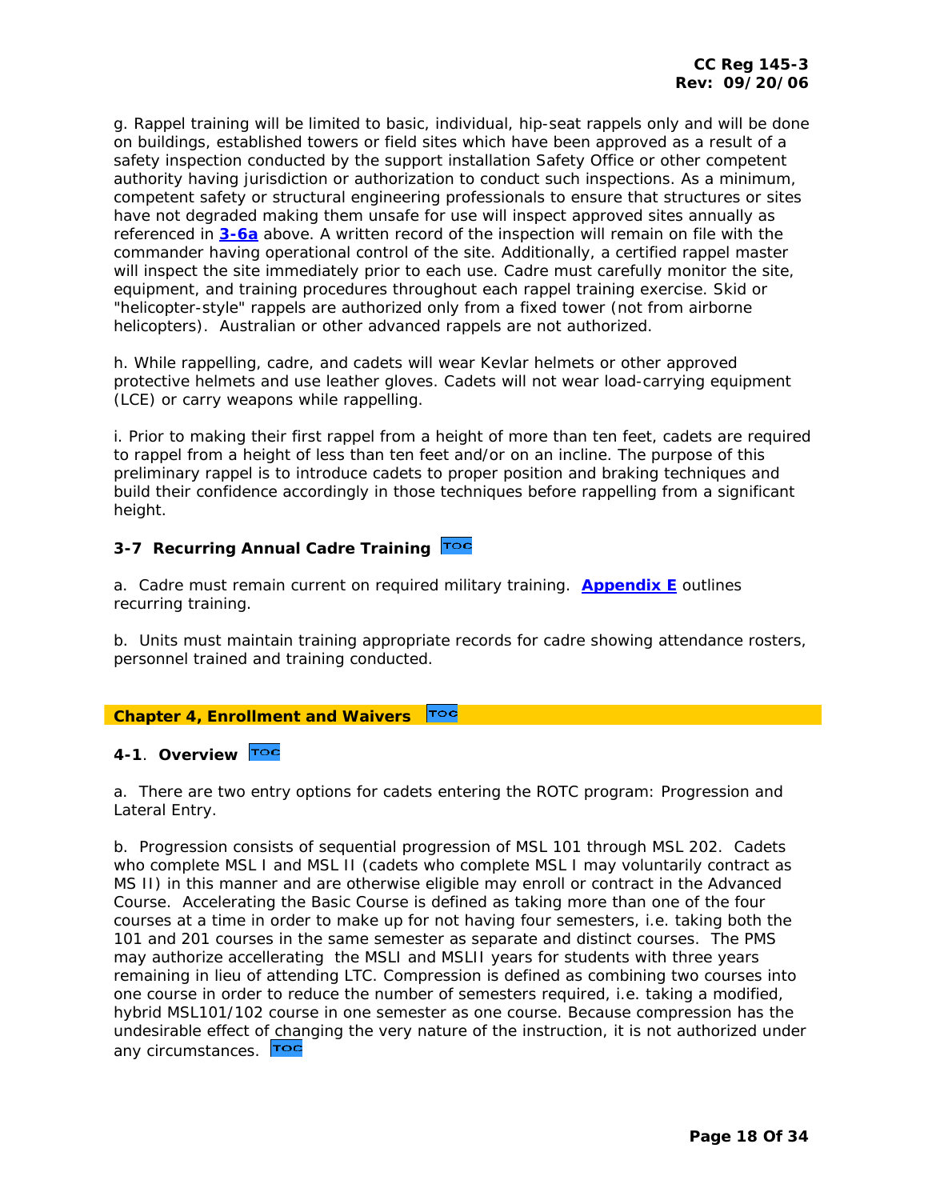g. Rappel training will be limited to basic, individual, hip-seat rappels only and will be done on buildings, established towers or field sites which have been approved as a result of a safety inspection conducted by the support installation Safety Office or other competent authority having jurisdiction or authorization to conduct such inspections. As a minimum, competent safety or structural engineering professionals to ensure that structures or sites have not degraded making them unsafe for use will inspect approved sites annually as referenced in **3-6a** above. A written record of the inspection will remain on file with the commander having operational control of the site. Additionally, a certified rappel master will inspect the site immediately prior to each use. Cadre must carefully monitor the site, equipment, and training procedures throughout each rappel training exercise. Skid or "helicopter-style" rappels are authorized only from a fixed tower (not from airborne helicopters). Australian or other advanced rappels are not authorized.

h. While rappelling, cadre, and cadets will wear Kevlar helmets or other approved protective helmets and use leather gloves. Cadets will not wear load-carrying equipment (LCE) or carry weapons while rappelling.

i. Prior to making their first rappel from a height of more than ten feet, cadets are required to rappel from a height of less than ten feet and/or on an incline. The purpose of this preliminary rappel is to introduce cadets to proper position and braking techniques and build their confidence accordingly in those techniques before rappelling from a significant height.

### 3-7 Recurring Annual Cadre Training

a. Cadre must remain current on required military training. **Appendix E** outlines recurring training.

b. Units must maintain training appropriate records for cadre showing attendance rosters, personnel trained and training conducted.

## Chapter 4, Enrollment and Waivers

### 4-1. Overview

a. There are two entry options for cadets entering the ROTC program: Progression and Lateral Entry.

b. Progression consists of sequential progression of MSL 101 through MSL 202. Cadets who complete MSL I and MSL II (cadets who complete MSL I may voluntarily contract as MS II) in this manner and are otherwise eligible may enroll or contract in the Advanced Course. Accelerating the Basic Course is defined as taking more than one of the four courses at a time in order to make up for not having four semesters, i.e. taking both the 101 and 201 courses in the same semester as separate and distinct courses. The PMS may authorize accellerating the MSLI and MSLII years for students with three years remaining in lieu of attending LTC. Compression is defined as combining two courses into one course in order to reduce the number of semesters required, i.e. taking a modified, hybrid MSL101/102 course in one semester as one course. Because compression has the undesirable effect of changing the very nature of the instruction, it is not authorized under any circumstances.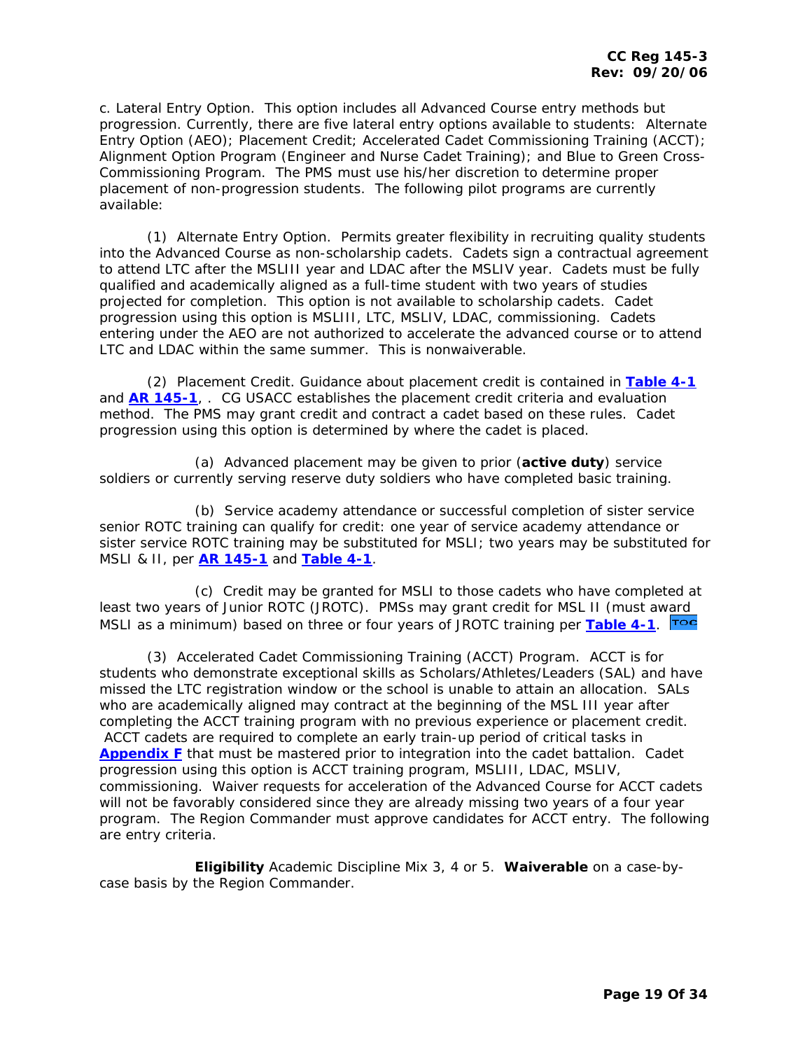c. Lateral Entry Option. This option includes all Advanced Course entry methods but progression. Currently, there are five lateral entry options available to students: Alternate Entry Option (AEO); Placement Credit; Accelerated Cadet Commissioning Training (ACCT); Alignment Option Program (Engineer and Nurse Cadet Training); and Blue to Green Cross-Commissioning Program. The PMS must use his/her discretion to determine proper placement of non-progression students. The following pilot programs are currently available:

(1) Alternate Entry Option. Permits greater flexibility in recruiting quality students into the Advanced Course as non-scholarship cadets. Cadets sign a contractual agreement to attend LTC after the MSLIII year and LDAC after the MSLIV year. Cadets must be fully qualified and academically aligned as a full-time student with two years of studies projected for completion. This option is not available to scholarship cadets. Cadet progression using this option is MSLIII, LTC, MSLIV, LDAC, commissioning. Cadets entering under the AEO are not authorized to accelerate the advanced course or to attend LTC and LDAC within the same summer. This is nonwaiverable.

(2) Placement Credit. Guidance about placement credit is contained in **Table 4-1** and **AR 145-1**, . CG USACC establishes the placement credit criteria and evaluation method. The PMS may grant credit and contract a cadet based on these rules. Cadet progression using this option is determined by where the cadet is placed.

(a) Advanced placement may be given to prior (**active duty**) service soldiers or currently serving reserve duty soldiers who have completed basic training.

(b) Service academy attendance or successful completion of sister service senior ROTC training can qualify for credit: one year of service academy attendance or sister service ROTC training may be substituted for MSLI; two years may be substituted for MSLI & II, per **AR 145-1** and **Table 4-1**.

(c) Credit may be granted for MSLI to those cadets who have completed at least two years of Junior ROTC (JROTC). PMSs may grant credit for MSL II (must award MSLI as a minimum) based on three or four years of JROTC training per **Table 4-1**.

(3) Accelerated Cadet Commissioning Training (ACCT) Program. ACCT is for students who demonstrate exceptional skills as Scholars/Athletes/Leaders (SAL) and have missed the LTC registration window or the school is unable to attain an allocation. SALs who are academically aligned may contract at the beginning of the MSL III year after completing the ACCT training program with no previous experience or placement credit. ACCT cadets are required to complete an early train-up period of critical tasks in **Appendix F** that must be mastered prior to integration into the cadet battalion. Cadet progression using this option is ACCT training program, MSLIII, LDAC, MSLIV, commissioning. Waiver requests for acceleration of the Advanced Course for ACCT cadets will not be favorably considered since they are already missing two years of a four year program. The Region Commander must approve candidates for ACCT entry. The following are entry criteria.

**Eligibility** Academic Discipline Mix 3, 4 or 5. **Waiverable** on a case-by-case basis by the Region Commander.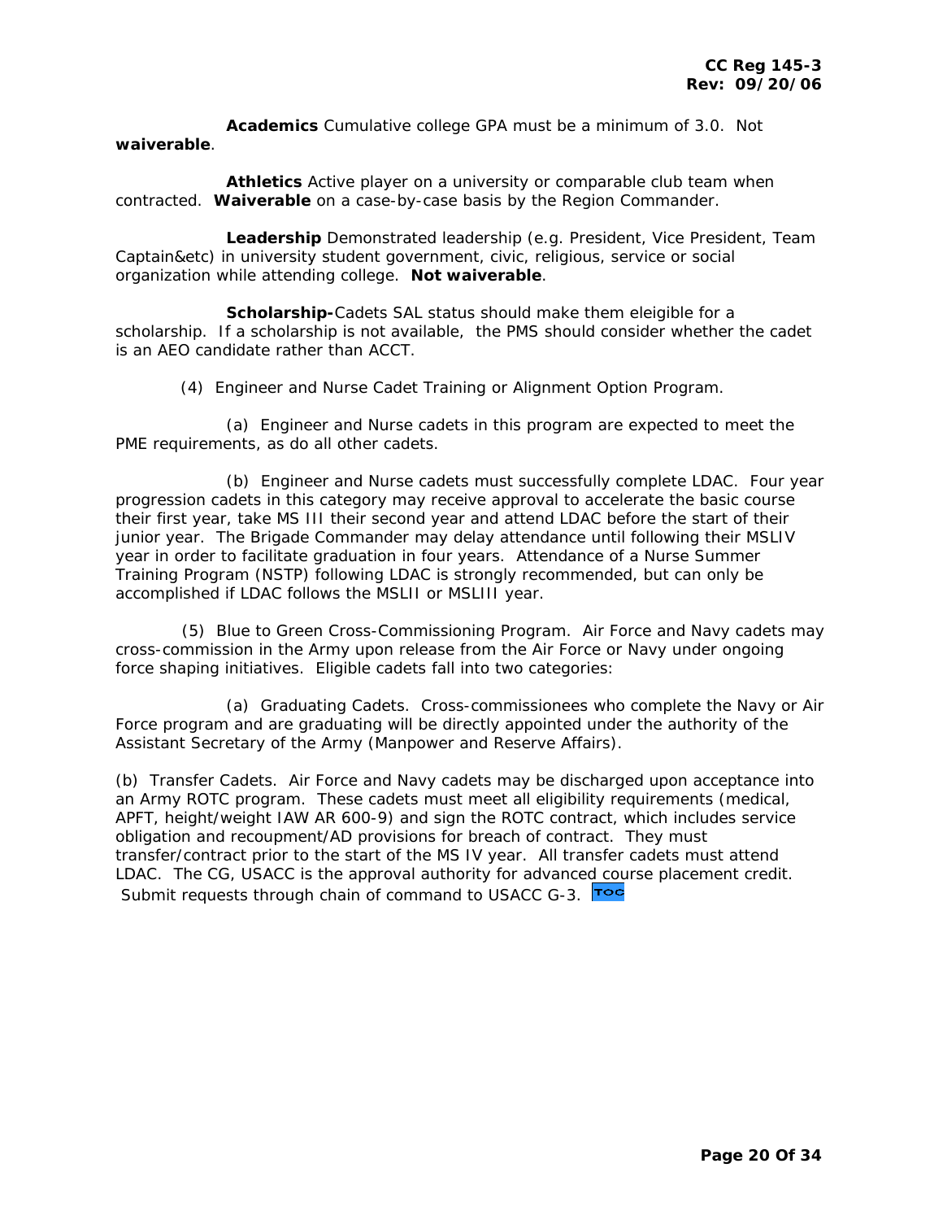**Academics** Cumulative college GPA must be a minimum of 3.0. Not **waiverable**.

**Athletics** Active player on a university or comparable club team when contracted. **Waiverable** on a case-by-case basis by the Region Commander.

**Leadership** Demonstrated leadership (e.g. President, Vice President, Team Captain&etc) in university student government, civic, religious, service or social organization while attending college. **Not waiverable**.

**Scholarship-**Cadets SAL status should make them eleigible for a scholarship. If a scholarship is not available, the PMS should consider whether the cadet is an AEO candidate rather than ACCT.

(4) Engineer and Nurse Cadet Training or Alignment Option Program.

(a) Engineer and Nurse cadets in this program are expected to meet the PME requirements, as do all other cadets.

(b) Engineer and Nurse cadets must successfully complete LDAC. Four year progression cadets in this category may receive approval to accelerate the basic course their first year, take MS III their second year and attend LDAC before the start of their junior year. The Brigade Commander may delay attendance until following their MSLIV year in order to facilitate graduation in four years. Attendance of a Nurse Summer Training Program (NSTP) following LDAC is strongly recommended, but can only be accomplished if LDAC follows the MSLII or MSLIII year.

(5) Blue to Green Cross-Commissioning Program. Air Force and Navy cadets may cross-commission in the Army upon release from the Air Force or Navy under ongoing force shaping initiatives. Eligible cadets fall into two categories:

(a) Graduating Cadets. Cross-commissionees who complete the Navy or Air Force program and are graduating will be directly appointed under the authority of the Assistant Secretary of the Army (Manpower and Reserve Affairs).

(b) Transfer Cadets. Air Force and Navy cadets may be discharged upon acceptance into an Army ROTC program. These cadets must meet all eligibility requirements (medical, APFT, height/weight IAW AR 600-9) and sign the ROTC contract, which includes service obligation and recoupment/AD provisions for breach of contract. They must transfer/contract prior to the start of the MS IV year. All transfer cadets must attend LDAC. The CG, USACC is the approval authority for advanced course placement credit. Submit requests through chain of command to USACC G-3.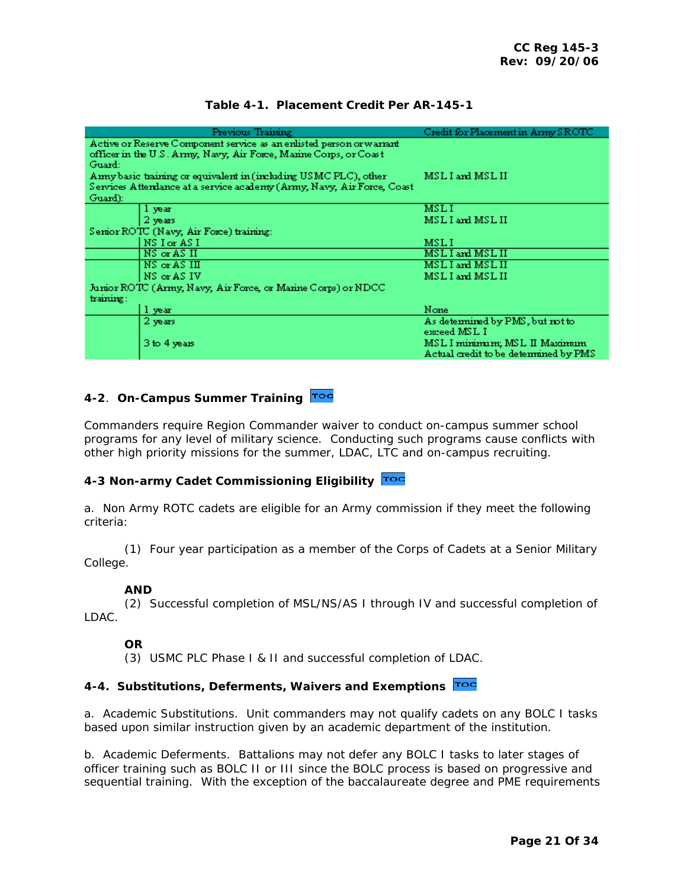**Table 4-1. Placement Credit Per AR-145-1**

| Previous Training | | Credit for Placement in Army SROTC |
|---|---|---|
| Active or Reserve Component service as an enlisted person or warrant officer in the U.S. Army, Navy, Air Force, Marine Corps, or Coast Guard: | | |
| Army basic training or equivalent in (including USMC PLC), other Services Attendance at a service academy (Army, Navy, Air Force, Coast Guard): | | MSL I and MSL II |
| | 1 year | MSL I |
| | 2 years | MSL I and MSL II |
| Senior ROTC (Navy, Air Force) training: | | |
| | NS I or AS I | MSL I |
| | NS or AS II | MSL I and MSL II |
| | NS or AS III | MSL I and MSL II |
| | NS or AS IV | MSL I and MSL II |
| Junior ROTC (Army, Navy, Air Force, or Marine Corps) or NDCC training: | | |
| | 1 year | None |
| | 2 years | As determined by PMS, but not to exceed MSL I |
| | 3 to 4 years | MSL I minimum; MSL II Maximum Actual credit to be determined by PMS |

## 4-2. On-Campus Summer Training

Commanders require Region Commander waiver to conduct on-campus summer school programs for any level of military science. Conducting such programs cause conflicts with other high priority missions for the summer, LDAC, LTC and on-campus recruiting.

## 4-3 Non-army Cadet Commissioning Eligibility

a. Non Army ROTC cadets are eligible for an Army commission if they meet the following criteria:

(1) Four year participation as a member of the Corps of Cadets at a Senior Military College.

**AND**

(2) Successful completion of MSL/NS/AS I through IV and successful completion of LDAC.

**OR**

(3) USMC PLC Phase I & II and successful completion of LDAC.

## 4-4. Substitutions, Deferments, Waivers and Exemptions

a. Academic Substitutions. Unit commanders may not qualify cadets on any BOLC I tasks based upon similar instruction given by an academic department of the institution.

b. Academic Deferments. Battalions may not defer any BOLC I tasks to later stages of officer training such as BOLC II or III since the BOLC process is based on progressive and sequential training. With the exception of the baccalaureate degree and PME requirements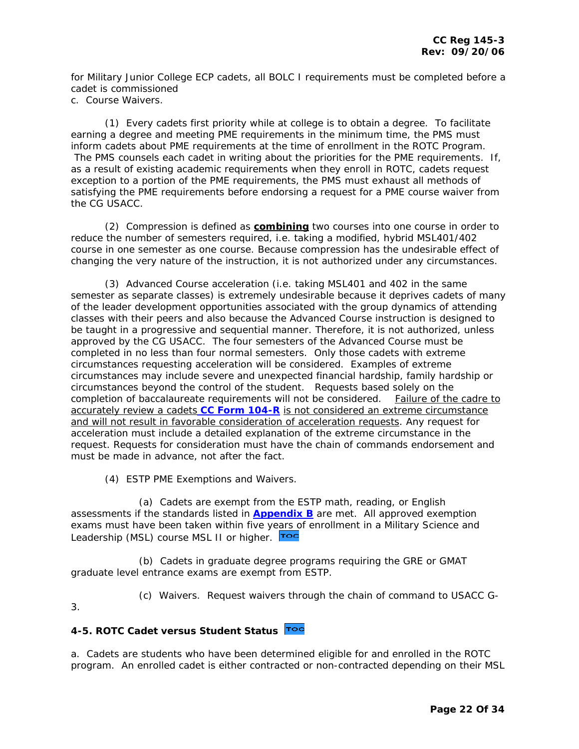for Military Junior College ECP cadets, all BOLC I requirements must be completed before a cadet is commissioned

c. Course Waivers.

(1) Every cadets first priority while at college is to obtain a degree. To facilitate earning a degree and meeting PME requirements in the minimum time, the PMS must inform cadets about PME requirements at the time of enrollment in the ROTC Program. The PMS counsels each cadet in writing about the priorities for the PME requirements. If, as a result of existing academic requirements when they enroll in ROTC, cadets request exception to a portion of the PME requirements, the PMS must exhaust all methods of satisfying the PME requirements before endorsing a request for a PME course waiver from the CG USACC.

(2) Compression is defined as **combining** two courses into one course in order to reduce the number of semesters required, i.e. taking a modified, hybrid MSL401/402 course in one semester as one course. Because compression has the undesirable effect of changing the very nature of the instruction, it is not authorized under any circumstances.

(3) Advanced Course acceleration (i.e. taking MSL401 and 402 in the same semester as separate classes) is extremely undesirable because it deprives cadets of many of the leader development opportunities associated with the group dynamics of attending classes with their peers and also because the Advanced Course instruction is designed to be taught in a progressive and sequential manner. Therefore, it is not authorized, unless approved by the CG USACC. The four semesters of the Advanced Course must be completed in no less than four normal semesters. Only those cadets with extreme circumstances requesting acceleration will be considered. Examples of extreme circumstances may include severe and unexpected financial hardship, family hardship or circumstances beyond the control of the student. Requests based solely on the completion of baccalaureate requirements will not be considered. Failure of the cadre to accurately review a cadets **CC Form 104-R** is not considered an extreme circumstance and will not result in favorable consideration of acceleration requests. Any request for acceleration must include a detailed explanation of the extreme circumstance in the request. Requests for consideration must have the chain of commands endorsement and must be made in advance, not after the fact.

(4) ESTP PME Exemptions and Waivers.

(a) Cadets are exempt from the ESTP math, reading, or English assessments if the standards listed in **Appendix B** are met. All approved exemption exams must have been taken within five years of enrollment in a Military Science and Leadership (MSL) course MSL II or higher.

(b) Cadets in graduate degree programs requiring the GRE or GMAT graduate level entrance exams are exempt from ESTP.

(c) Waivers. Request waivers through the chain of command to USACC G-3.

### 4-5. ROTC Cadet versus Student Status

a. Cadets are students who have been determined eligible for and enrolled in the ROTC program. An enrolled cadet is either contracted or non-contracted depending on their MSL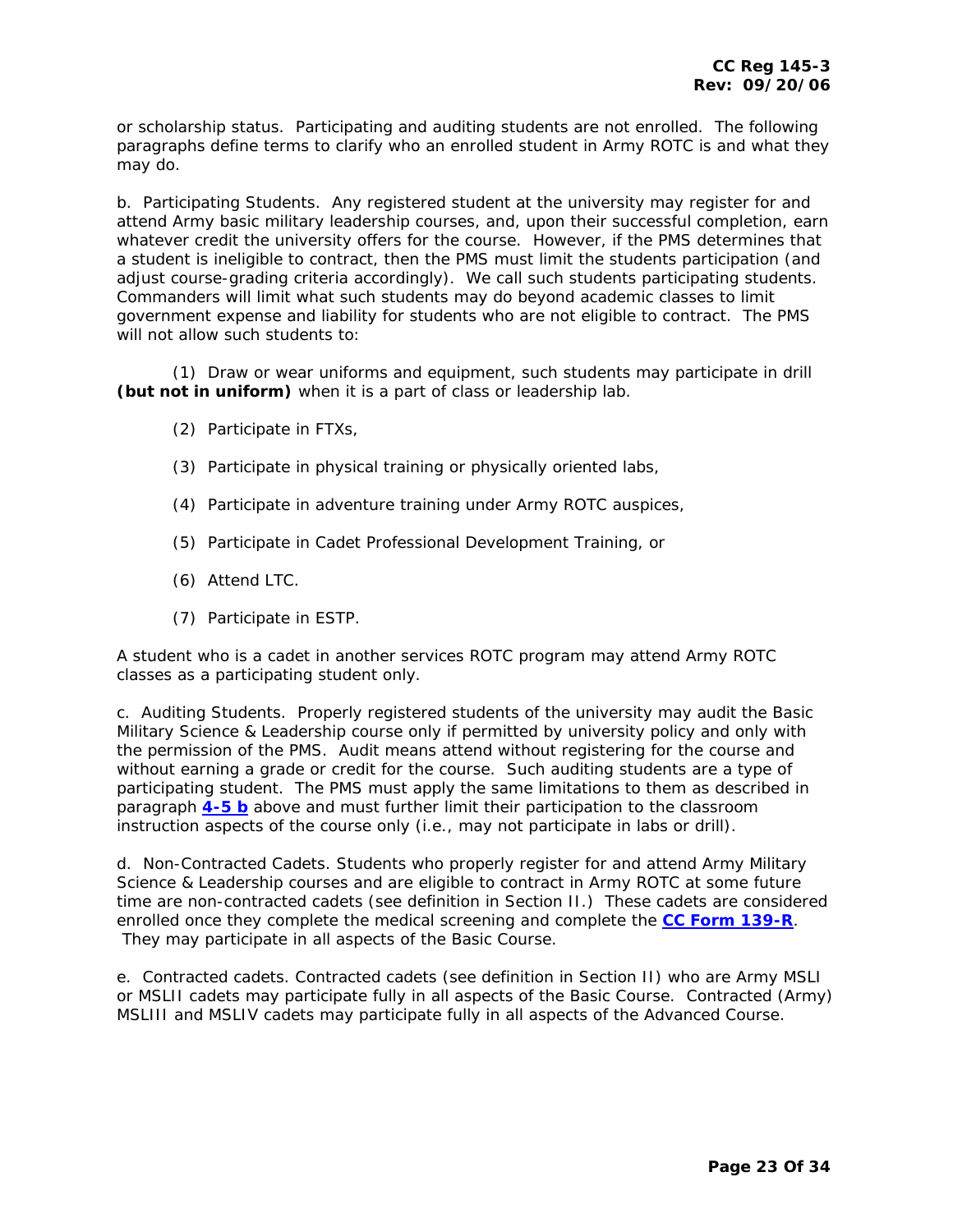or scholarship status. Participating and auditing students are not enrolled. The following paragraphs define terms to clarify who an enrolled student in Army ROTC is and what they may do.

b. Participating Students. Any registered student at the university may register for and attend Army basic military leadership courses, and, upon their successful completion, earn whatever credit the university offers for the course. However, if the PMS determines that a student is ineligible to contract, then the PMS must limit the students participation (and adjust course-grading criteria accordingly). We call such students participating students. Commanders will limit what such students may do beyond academic classes to limit government expense and liability for students who are not eligible to contract. The PMS will not allow such students to:

(1) Draw or wear uniforms and equipment, such students may participate in drill **(but not in uniform)** when it is a part of class or leadership lab.

(2) Participate in FTXs,

(3) Participate in physical training or physically oriented labs,

(4) Participate in adventure training under Army ROTC auspices,

(5) Participate in Cadet Professional Development Training, or

(6) Attend LTC.

(7) Participate in ESTP.

A student who is a cadet in another services ROTC program may attend Army ROTC classes as a participating student only.

c. Auditing Students. Properly registered students of the university may audit the Basic Military Science & Leadership course only if permitted by university policy and only with the permission of the PMS. Audit means attend without registering for the course and without earning a grade or credit for the course. Such auditing students are a type of participating student. The PMS must apply the same limitations to them as described in paragraph **4-5 b** above and must further limit their participation to the classroom instruction aspects of the course only (i.e., may not participate in labs or drill).

d. Non-Contracted Cadets. Students who properly register for and attend Army Military Science & Leadership courses and are eligible to contract in Army ROTC at some future time are non-contracted cadets (see definition in Section II.) These cadets are considered enrolled once they complete the medical screening and complete the **CC Form 139-R**. They may participate in all aspects of the Basic Course.

e. Contracted cadets. Contracted cadets (see definition in Section II) who are Army MSLI or MSLII cadets may participate fully in all aspects of the Basic Course. Contracted (Army) MSLIII and MSLIV cadets may participate fully in all aspects of the Advanced Course.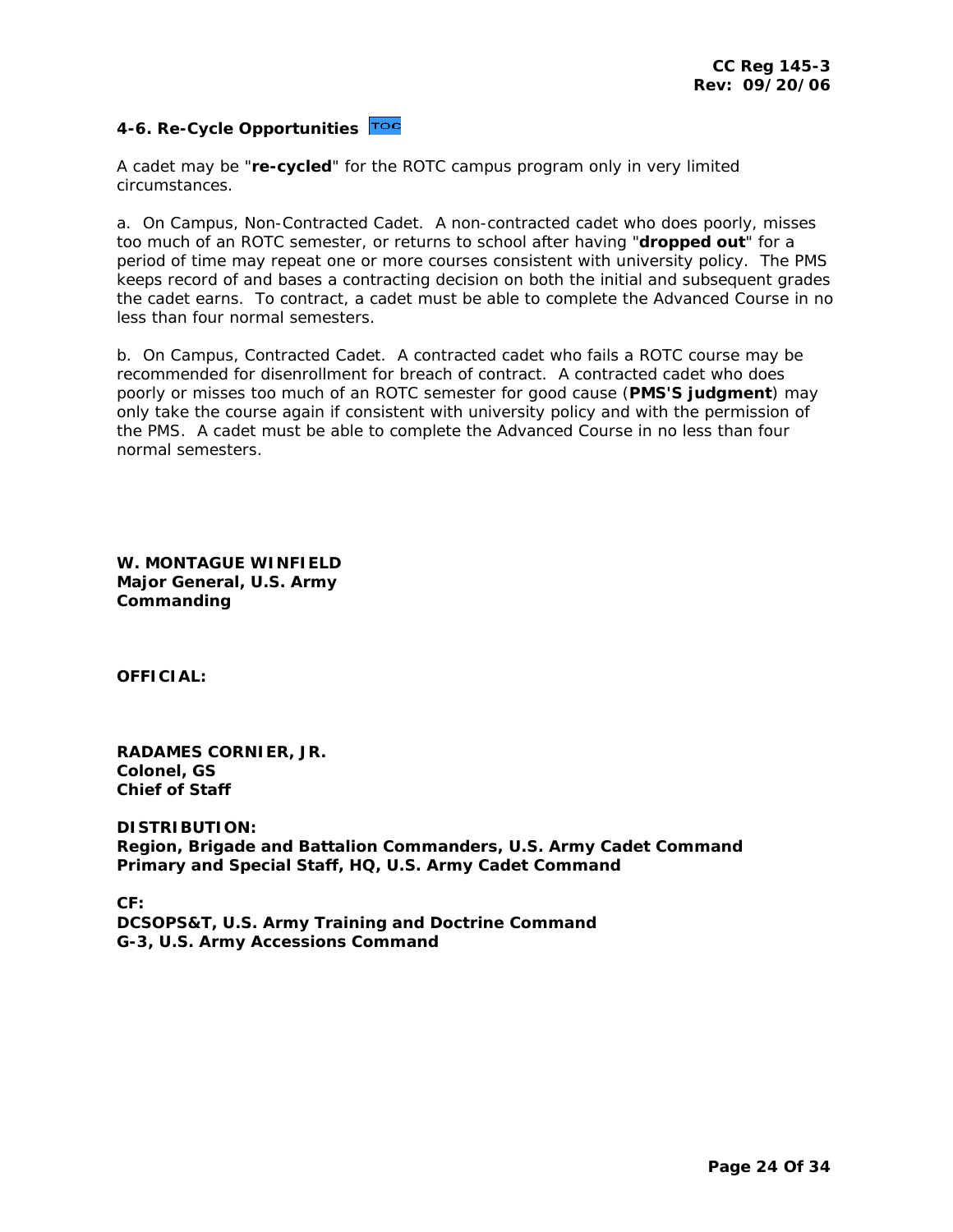#### 4-6. Re-Cycle Opportunities TOC

A cadet may be "**re-cycled**" for the ROTC campus program only in very limited circumstances.

a. On Campus, Non-Contracted Cadet. A non-contracted cadet who does poorly, misses too much of an ROTC semester, or returns to school after having "**dropped out**" for a period of time may repeat one or more courses consistent with university policy. The PMS keeps record of and bases a contracting decision on both the initial and subsequent grades the cadet earns. To contract, a cadet must be able to complete the Advanced Course in no less than four normal semesters.

b. On Campus, Contracted Cadet. A contracted cadet who fails a ROTC course may be recommended for disenrollment for breach of contract. A contracted cadet who does poorly or misses too much of an ROTC semester for good cause (**PMS'S judgment**) may only take the course again if consistent with university policy and with the permission of the PMS. A cadet must be able to complete the Advanced Course in no less than four normal semesters.

**W. MONTAGUE WINFIELD**
**Major General, U.S. Army**
**Commanding**

**OFFICIAL:**

**RADAMES CORNIER, JR.**
**Colonel, GS**
**Chief of Staff**

**DISTRIBUTION:**
**Region, Brigade and Battalion Commanders, U.S. Army Cadet Command**
**Primary and Special Staff, HQ, U.S. Army Cadet Command**

**CF:**
**DCSOPS&T, U.S. Army Training and Doctrine Command**
**G-3, U.S. Army Accessions Command**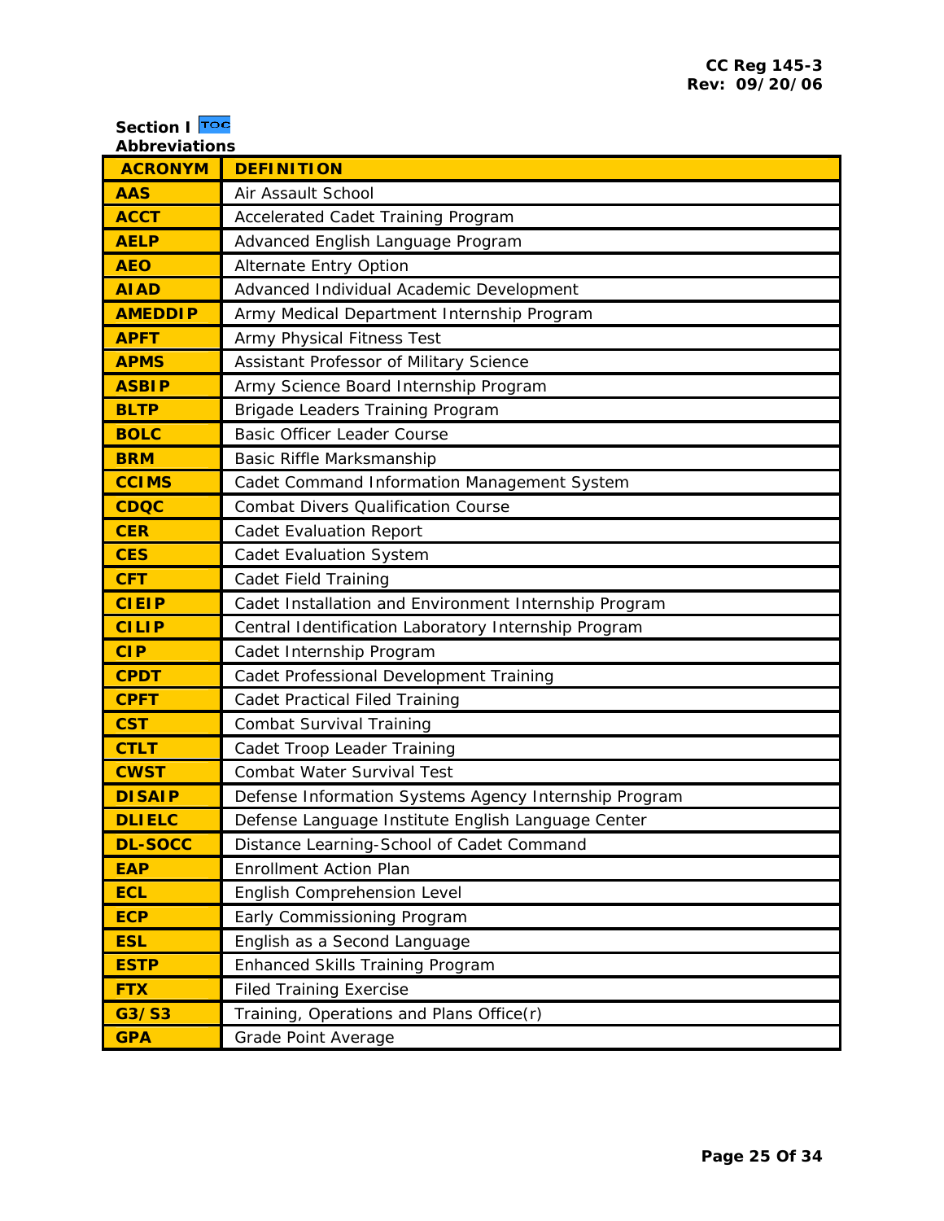## Section I

### Abbreviations

| ACRONYM | DEFINITION |
|---|---|
| AAS | Air Assault School |
| ACCT | Accelerated Cadet Training Program |
| AELP | Advanced English Language Program |
| AEO | Alternate Entry Option |
| AIAD | Advanced Individual Academic Development |
| AMEDDIP | Army Medical Department Internship Program |
| APFT | Army Physical Fitness Test |
| APMS | Assistant Professor of Military Science |
| ASBIP | Army Science Board Internship Program |
| BLTP | Brigade Leaders Training Program |
| BOLC | Basic Officer Leader Course |
| BRM | Basic Riffle Marksmanship |
| CCIMS | Cadet Command Information Management System |
| CDQC | Combat Divers Qualification Course |
| CER | Cadet Evaluation Report |
| CES | Cadet Evaluation System |
| CFT | Cadet Field Training |
| CIEIP | Cadet Installation and Environment Internship Program |
| CILIP | Central Identification Laboratory Internship Program |
| CIP | Cadet Internship Program |
| CPDT | Cadet Professional Development Training |
| CPFT | Cadet Practical Filed Training |
| CST | Combat Survival Training |
| CTLT | Cadet Troop Leader Training |
| CWST | Combat Water Survival Test |
| DISAIP | Defense Information Systems Agency Internship Program |
| DLIELC | Defense Language Institute English Language Center |
| DL-SOCC | Distance Learning-School of Cadet Command |
| EAP | Enrollment Action Plan |
| ECL | English Comprehension Level |
| ECP | Early Commissioning Program |
| ESL | English as a Second Language |
| ESTP | Enhanced Skills Training Program |
| FTX | Filed Training Exercise |
| G3/S3 | Training, Operations and Plans Office(r) |
| GPA | Grade Point Average |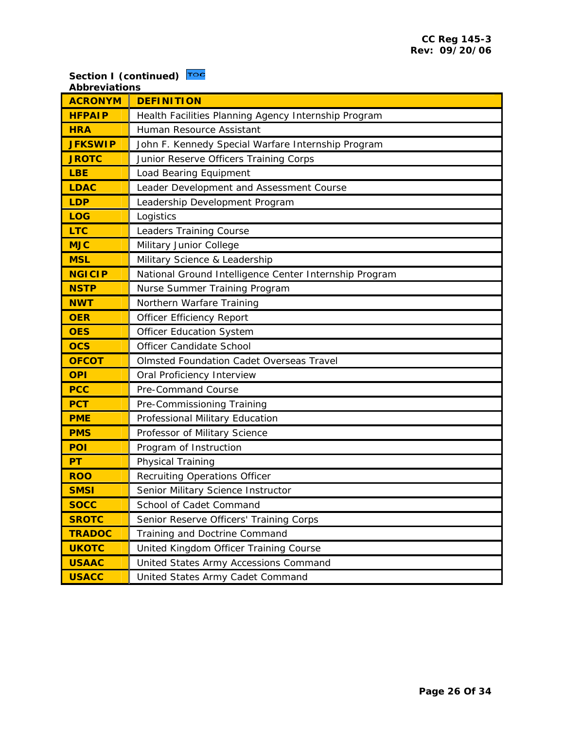**Section I (continued)** TOC

**Abbreviations**

| ACRONYM | DEFINITION |
|---|---|
| HFPAIP | Health Facilities Planning Agency Internship Program |
| HRA | Human Resource Assistant |
| JFKSWIP | John F. Kennedy Special Warfare Internship Program |
| JROTC | Junior Reserve Officers Training Corps |
| LBE | Load Bearing Equipment |
| LDAC | Leader Development and Assessment Course |
| LDP | Leadership Development Program |
| LOG | Logistics |
| LTC | Leaders Training Course |
| MJC | Military Junior College |
| MSL | Military Science & Leadership |
| NGICIP | National Ground Intelligence Center Internship Program |
| NSTP | Nurse Summer Training Program |
| NWT | Northern Warfare Training |
| OER | Officer Efficiency Report |
| OES | Officer Education System |
| OCS | Officer Candidate School |
| OFCOT | Olmsted Foundation Cadet Overseas Travel |
| OPI | Oral Proficiency Interview |
| PCC | Pre-Command Course |
| PCT | Pre-Commissioning Training |
| PME | Professional Military Education |
| PMS | Professor of Military Science |
| POI | Program of Instruction |
| PT | Physical Training |
| ROO | Recruiting Operations Officer |
| SMSI | Senior Military Science Instructor |
| SOCC | School of Cadet Command |
| SROTC | Senior Reserve Officers' Training Corps |
| TRADOC | Training and Doctrine Command |
| UKOTC | United Kingdom Officer Training Course |
| USAAC | United States Army Accessions Command |
| USACC | United States Army Cadet Command |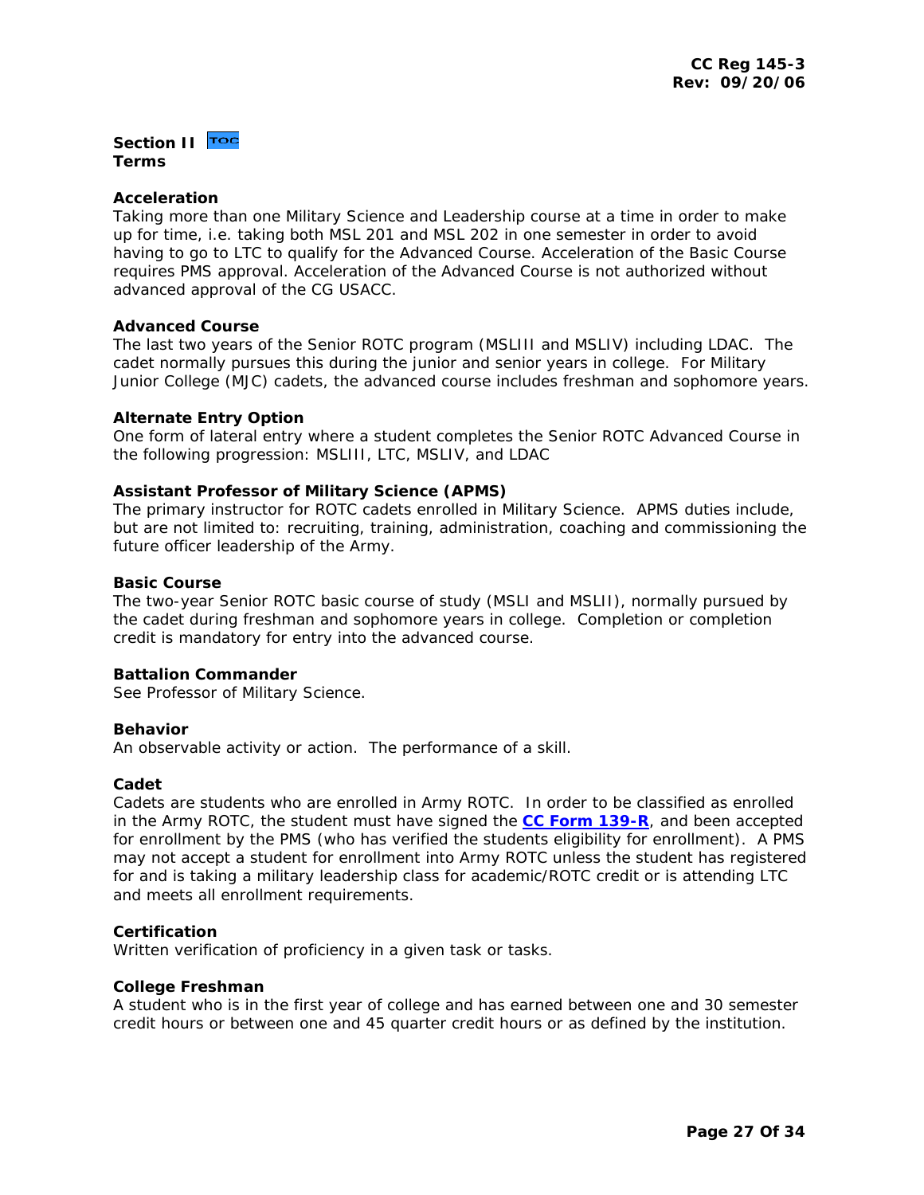## Section II
**Terms**

### Acceleration
Taking more than one Military Science and Leadership course at a time in order to make up for time, i.e. taking both MSL 201 and MSL 202 in one semester in order to avoid having to go to LTC to qualify for the Advanced Course. Acceleration of the Basic Course requires PMS approval. Acceleration of the Advanced Course is not authorized without advanced approval of the CG USACC.

### Advanced Course
The last two years of the Senior ROTC program (MSLIII and MSLIV) including LDAC. The cadet normally pursues this during the junior and senior years in college. For Military Junior College (MJC) cadets, the advanced course includes freshman and sophomore years.

### Alternate Entry Option
One form of lateral entry where a student completes the Senior ROTC Advanced Course in the following progression: MSLIII, LTC, MSLIV, and LDAC

### Assistant Professor of Military Science (APMS)
The primary instructor for ROTC cadets enrolled in Military Science. APMS duties include, but are not limited to: recruiting, training, administration, coaching and commissioning the future officer leadership of the Army.

### Basic Course
The two-year Senior ROTC basic course of study (MSLI and MSLII), normally pursued by the cadet during freshman and sophomore years in college. Completion or completion credit is mandatory for entry into the advanced course.

### Battalion Commander
See Professor of Military Science.

### Behavior
An observable activity or action. The performance of a skill.

### Cadet
Cadets are students who are enrolled in Army ROTC. In order to be classified as enrolled in the Army ROTC, the student must have signed the **CC Form 139-R**, and been accepted for enrollment by the PMS (who has verified the students eligibility for enrollment). A PMS may not accept a student for enrollment into Army ROTC unless the student has registered for and is taking a military leadership class for academic/ROTC credit or is attending LTC and meets all enrollment requirements.

### Certification
Written verification of proficiency in a given task or tasks.

### College Freshman
A student who is in the first year of college and has earned between one and 30 semester credit hours or between one and 45 quarter credit hours or as defined by the institution.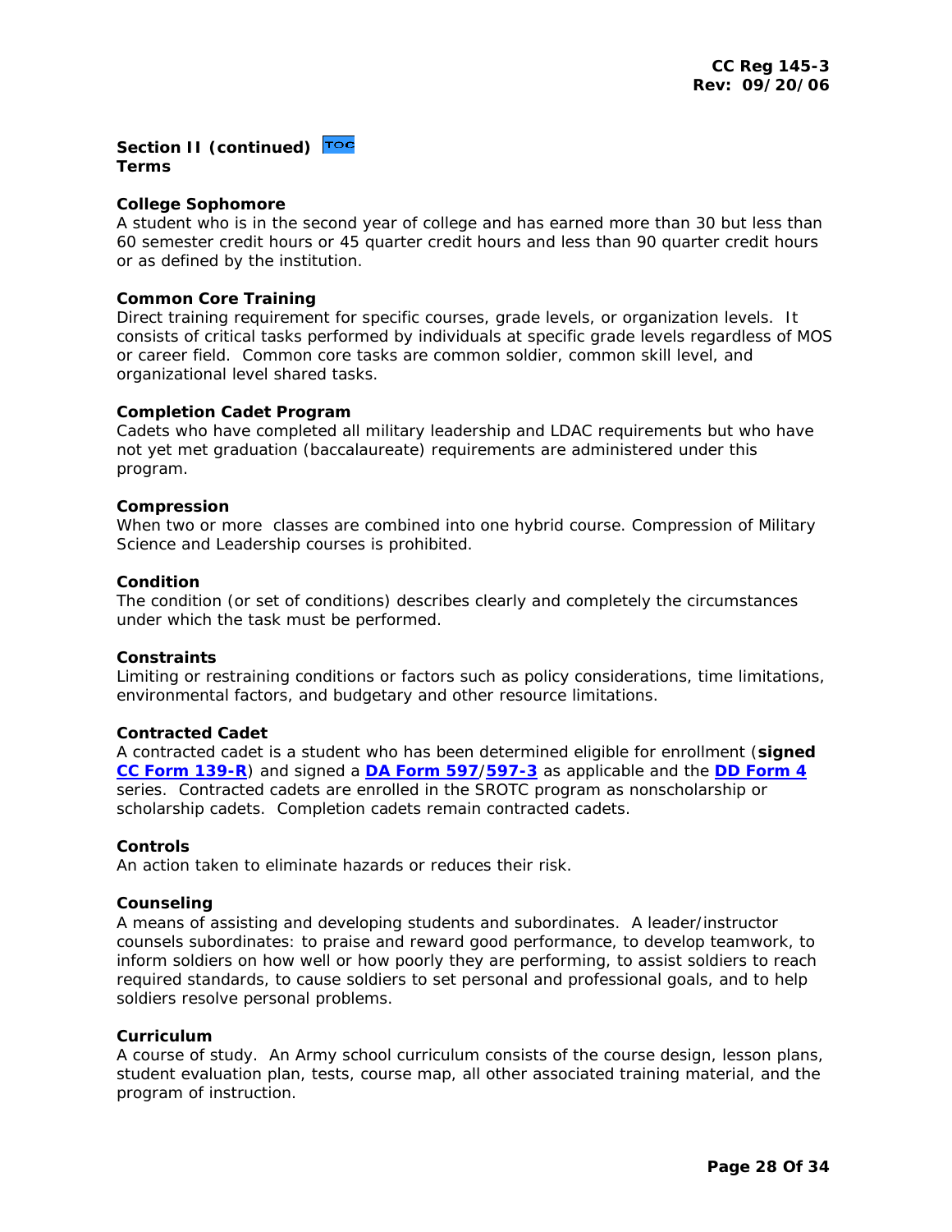**Section II (continued)** TOC
**Terms**

**College Sophomore**
A student who is in the second year of college and has earned more than 30 but less than 60 semester credit hours or 45 quarter credit hours and less than 90 quarter credit hours or as defined by the institution.

**Common Core Training**
Direct training requirement for specific courses, grade levels, or organization levels. It consists of critical tasks performed by individuals at specific grade levels regardless of MOS or career field. Common core tasks are common soldier, common skill level, and organizational level shared tasks.

**Completion Cadet Program**
Cadets who have completed all military leadership and LDAC requirements but who have not yet met graduation (baccalaureate) requirements are administered under this program.

**Compression**
When two or more classes are combined into one hybrid course. Compression of Military Science and Leadership courses is prohibited.

**Condition**
The condition (or set of conditions) describes clearly and completely the circumstances under which the task must be performed.

**Constraints**
Limiting or restraining conditions or factors such as policy considerations, time limitations, environmental factors, and budgetary and other resource limitations.

**Contracted Cadet**
A contracted cadet is a student who has been determined eligible for enrollment (**signed CC Form 139-R**) and signed a **DA Form 597**/**597-3** as applicable and the **DD Form 4** series. Contracted cadets are enrolled in the SROTC program as nonscholarship or scholarship cadets. Completion cadets remain contracted cadets.

**Controls**
An action taken to eliminate hazards or reduces their risk.

**Counseling**
A means of assisting and developing students and subordinates. A leader/instructor counsels subordinates: to praise and reward good performance, to develop teamwork, to inform soldiers on how well or how poorly they are performing, to assist soldiers to reach required standards, to cause soldiers to set personal and professional goals, and to help soldiers resolve personal problems.

**Curriculum**
A course of study. An Army school curriculum consists of the course design, lesson plans, student evaluation plan, tests, course map, all other associated training material, and the program of instruction.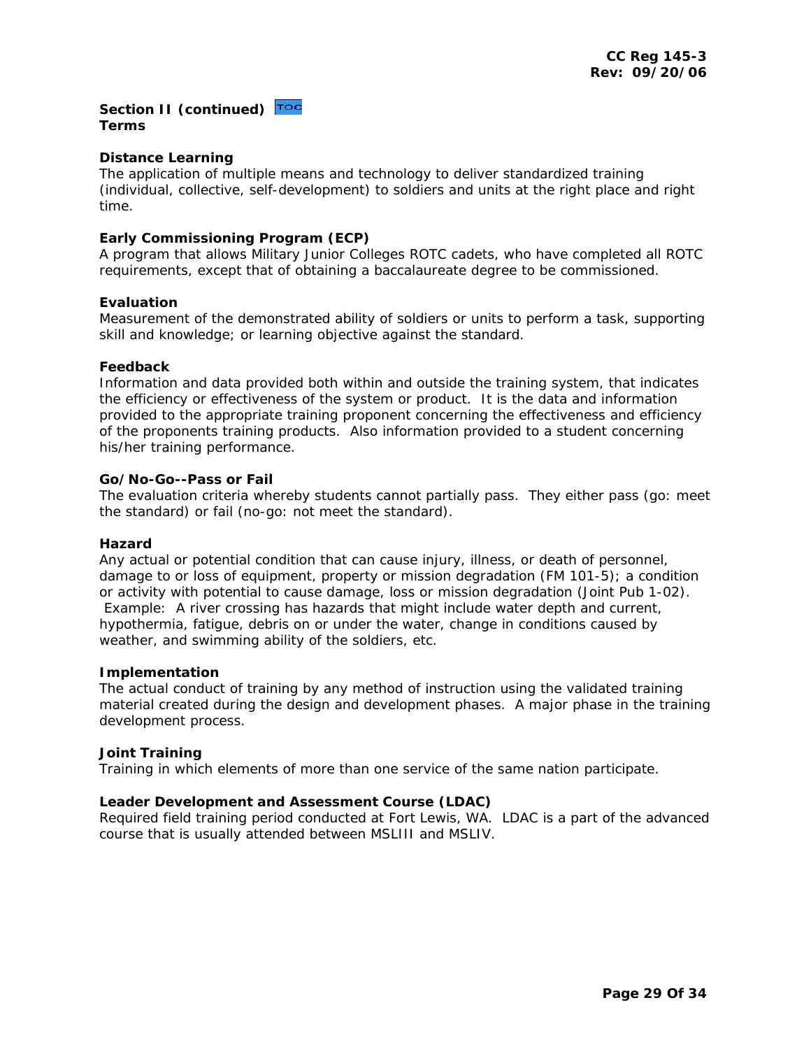**Section II (continued)**
**Terms**

**Distance Learning**
The application of multiple means and technology to deliver standardized training (individual, collective, self-development) to soldiers and units at the right place and right time.

**Early Commissioning Program (ECP)**
A program that allows Military Junior Colleges ROTC cadets, who have completed all ROTC requirements, except that of obtaining a baccalaureate degree to be commissioned.

**Evaluation**
Measurement of the demonstrated ability of soldiers or units to perform a task, supporting skill and knowledge; or learning objective against the standard.

**Feedback**
Information and data provided both within and outside the training system, that indicates the efficiency or effectiveness of the system or product. It is the data and information provided to the appropriate training proponent concerning the effectiveness and efficiency of the proponents training products. Also information provided to a student concerning his/her training performance.

**Go/No-Go--Pass or Fail**
The evaluation criteria whereby students cannot partially pass. They either pass (go: meet the standard) or fail (no-go: not meet the standard).

**Hazard**
Any actual or potential condition that can cause injury, illness, or death of personnel, damage to or loss of equipment, property or mission degradation (FM 101-5); a condition or activity with potential to cause damage, loss or mission degradation (Joint Pub 1-02). Example: A river crossing has hazards that might include water depth and current, hypothermia, fatigue, debris on or under the water, change in conditions caused by weather, and swimming ability of the soldiers, etc.

**Implementation**
The actual conduct of training by any method of instruction using the validated training material created during the design and development phases. A major phase in the training development process.

**Joint Training**
Training in which elements of more than one service of the same nation participate.

**Leader Development and Assessment Course (LDAC)**
Required field training period conducted at Fort Lewis, WA. LDAC is a part of the advanced course that is usually attended between MSLIII and MSLIV.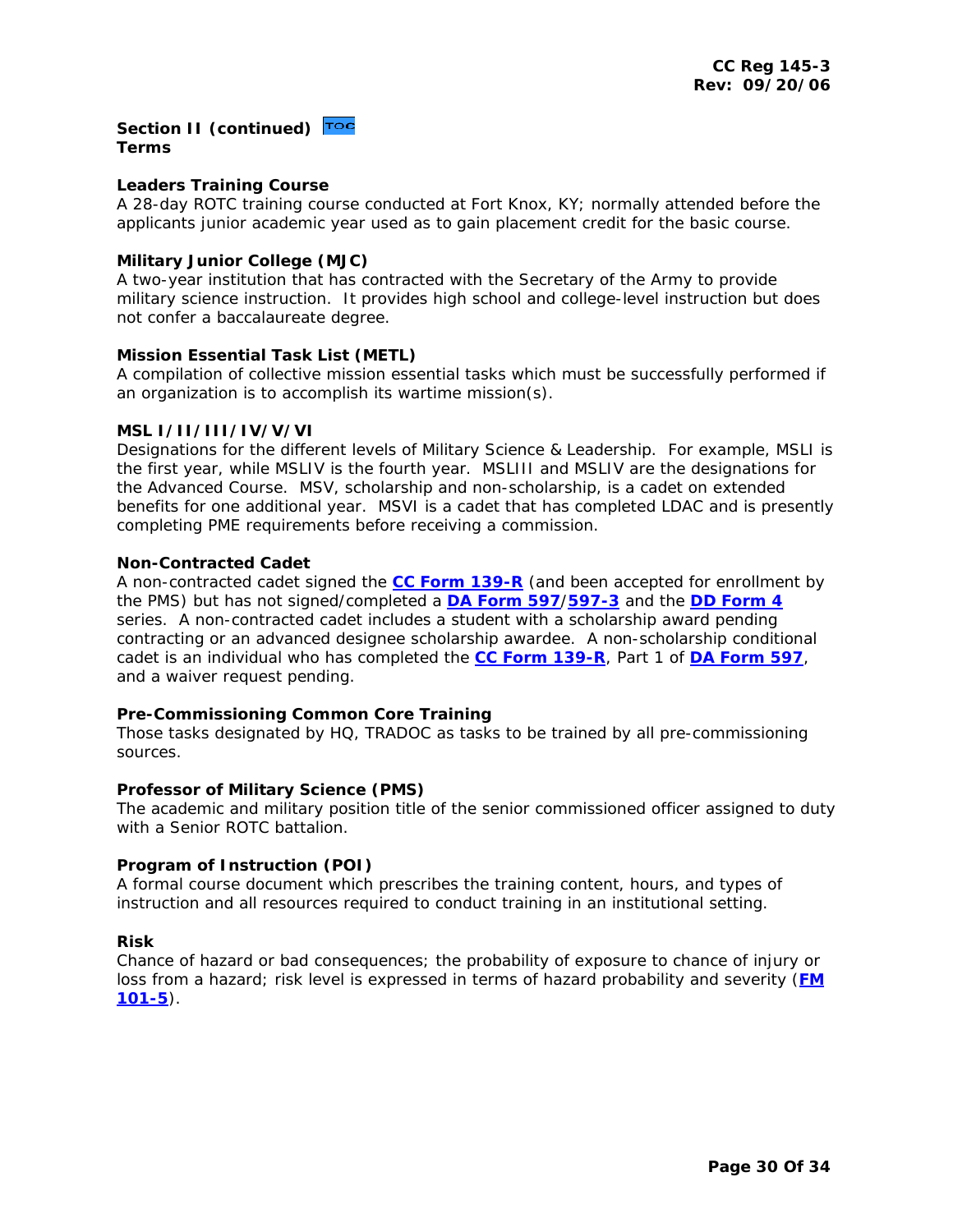**Section II (continued)** TOC
**Terms**

**Leaders Training Course**
A 28-day ROTC training course conducted at Fort Knox, KY; normally attended before the applicants junior academic year used as to gain placement credit for the basic course.

**Military Junior College (MJC)**
A two-year institution that has contracted with the Secretary of the Army to provide military science instruction. It provides high school and college-level instruction but does not confer a baccalaureate degree.

**Mission Essential Task List (METL)**
A compilation of collective mission essential tasks which must be successfully performed if an organization is to accomplish its wartime mission(s).

**MSL I/II/III/IV/V/VI**
Designations for the different levels of Military Science & Leadership. For example, MSLI is the first year, while MSLIV is the fourth year. MSLIII and MSLIV are the designations for the Advanced Course. MSV, scholarship and non-scholarship, is a cadet on extended benefits for one additional year. MSVI is a cadet that has completed LDAC and is presently completing PME requirements before receiving a commission.

**Non-Contracted Cadet**
A non-contracted cadet signed the **CC Form 139-R** (and been accepted for enrollment by the PMS) but has not signed/completed a **DA Form 597**/**597-3** and the **DD Form 4** series. A non-contracted cadet includes a student with a scholarship award pending contracting or an advanced designee scholarship awardee. A non-scholarship conditional cadet is an individual who has completed the **CC Form 139-R**, Part 1 of **DA Form 597**, and a waiver request pending.

**Pre-Commissioning Common Core Training**
Those tasks designated by HQ, TRADOC as tasks to be trained by all pre-commissioning sources.

**Professor of Military Science (PMS)**
The academic and military position title of the senior commissioned officer assigned to duty with a Senior ROTC battalion.

**Program of Instruction (POI)**
A formal course document which prescribes the training content, hours, and types of instruction and all resources required to conduct training in an institutional setting.

**Risk**
Chance of hazard or bad consequences; the probability of exposure to chance of injury or loss from a hazard; risk level is expressed in terms of hazard probability and severity (**FM 101-5**).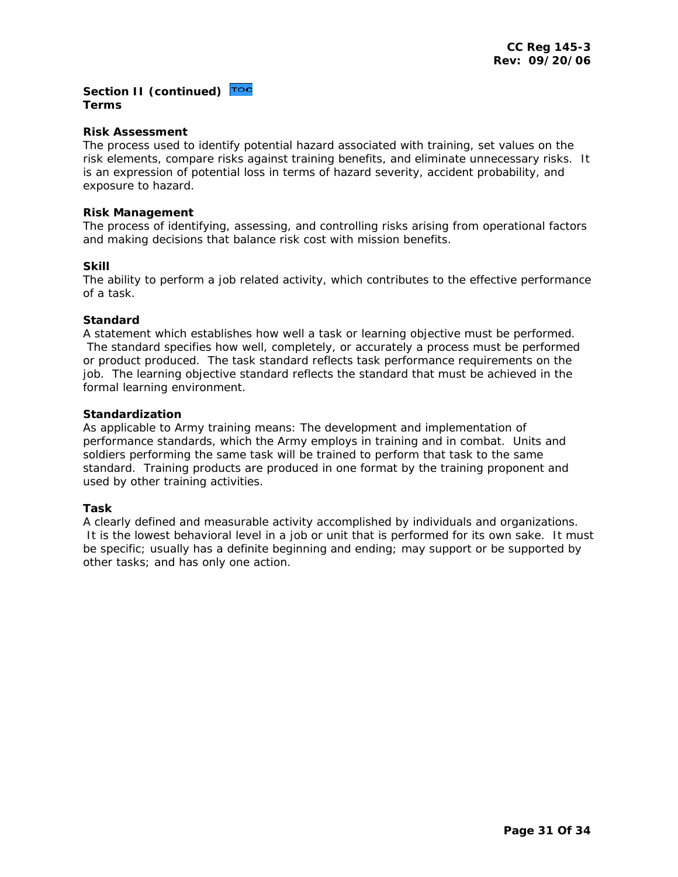**Section II (continued)**
**Terms**

**Risk Assessment**
The process used to identify potential hazard associated with training, set values on the risk elements, compare risks against training benefits, and eliminate unnecessary risks. It is an expression of potential loss in terms of hazard severity, accident probability, and exposure to hazard.

**Risk Management**
The process of identifying, assessing, and controlling risks arising from operational factors and making decisions that balance risk cost with mission benefits.

**Skill**
The ability to perform a job related activity, which contributes to the effective performance of a task.

**Standard**
A statement which establishes how well a task or learning objective must be performed. The standard specifies how well, completely, or accurately a process must be performed or product produced. The task standard reflects task performance requirements on the job. The learning objective standard reflects the standard that must be achieved in the formal learning environment.

**Standardization**
As applicable to Army training means: The development and implementation of performance standards, which the Army employs in training and in combat. Units and soldiers performing the same task will be trained to perform that task to the same standard. Training products are produced in one format by the training proponent and used by other training activities.

**Task**
A clearly defined and measurable activity accomplished by individuals and organizations. It is the lowest behavioral level in a job or unit that is performed for its own sake. It must be specific; usually has a definite beginning and ending; may support or be supported by other tasks; and has only one action.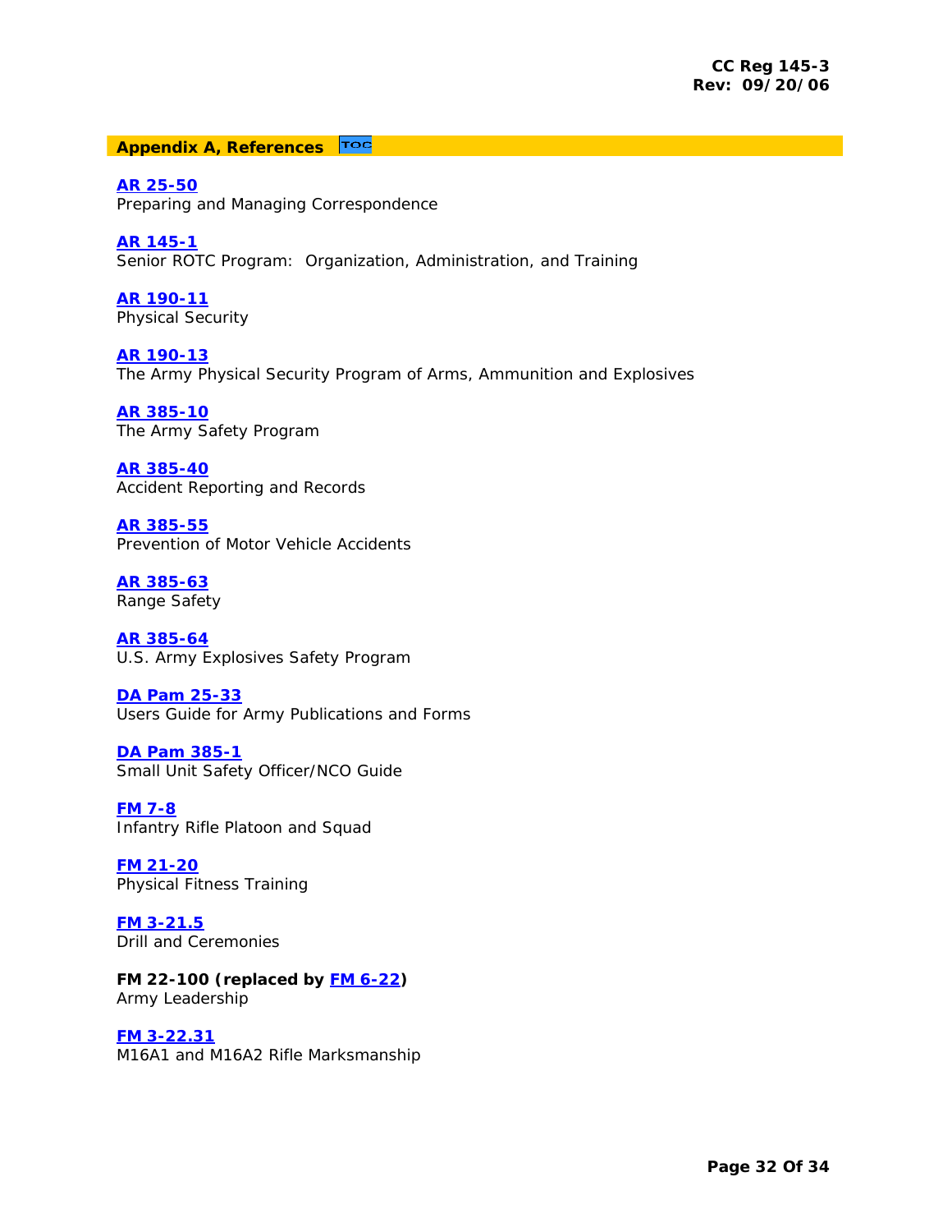## Appendix A, References

**AR 25-50**
Preparing and Managing Correspondence

**AR 145-1**
Senior ROTC Program: Organization, Administration, and Training

**AR 190-11**
Physical Security

**AR 190-13**
The Army Physical Security Program of Arms, Ammunition and Explosives

**AR 385-10**
The Army Safety Program

**AR 385-40**
Accident Reporting and Records

**AR 385-55**
Prevention of Motor Vehicle Accidents

**AR 385-63**
Range Safety

**AR 385-64**
U.S. Army Explosives Safety Program

**DA Pam 25-33**
Users Guide for Army Publications and Forms

**DA Pam 385-1**
Small Unit Safety Officer/NCO Guide

**FM 7-8**
Infantry Rifle Platoon and Squad

**FM 21-20**
Physical Fitness Training

**FM 3-21.5**
Drill and Ceremonies

**FM 22-100 (replaced by FM 6-22)**
Army Leadership

**FM 3-22.31**
M16A1 and M16A2 Rifle Marksmanship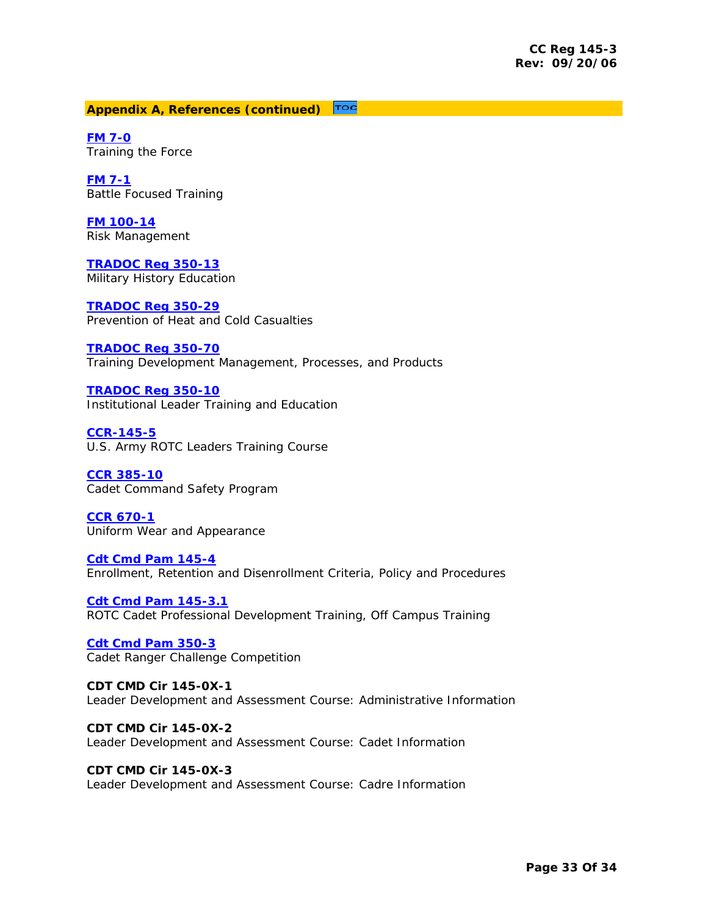**Appendix A, References (continued)** TOC

**FM 7-0**
Training the Force

**FM 7-1**
Battle Focused Training

**FM 100-14**
Risk Management

**TRADOC Reg 350-13**
Military History Education

**TRADOC Reg 350-29**
Prevention of Heat and Cold Casualties

**TRADOC Reg 350-70**
Training Development Management, Processes, and Products

**TRADOC Reg 350-10**
Institutional Leader Training and Education

**CCR-145-5**
U.S. Army ROTC Leaders Training Course

**CCR 385-10**
Cadet Command Safety Program

**CCR 670-1**
Uniform Wear and Appearance

**Cdt Cmd Pam 145-4**
Enrollment, Retention and Disenrollment Criteria, Policy and Procedures

**Cdt Cmd Pam 145-3.1**
ROTC Cadet Professional Development Training, Off Campus Training

**Cdt Cmd Pam 350-3**
Cadet Ranger Challenge Competition

**CDT CMD Cir 145-0X-1**
Leader Development and Assessment Course: Administrative Information

**CDT CMD Cir 145-0X-2**
Leader Development and Assessment Course: Cadet Information

**CDT CMD Cir 145-0X-3**
Leader Development and Assessment Course: Cadre Information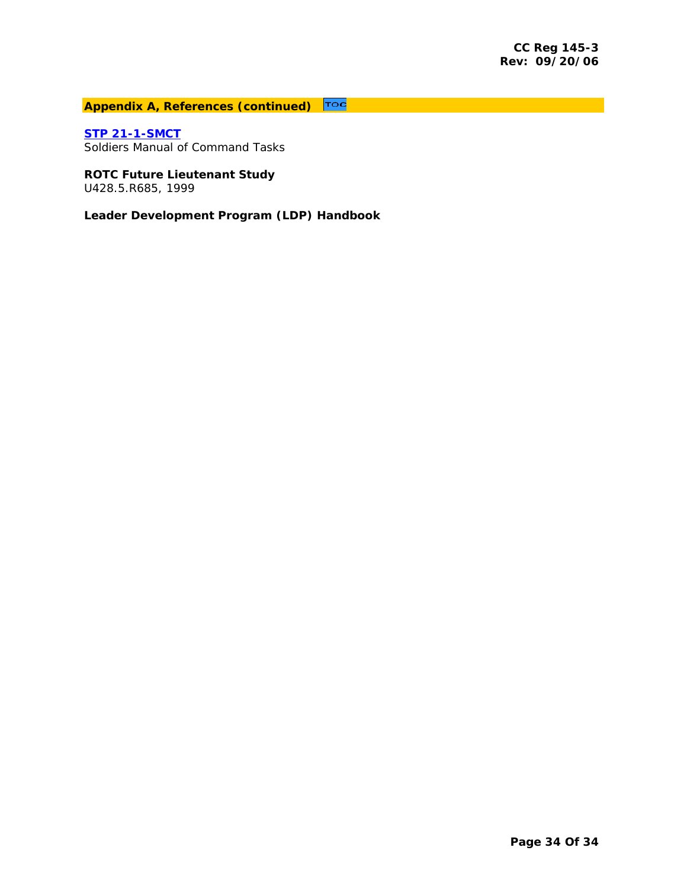## Appendix A, References (continued)

**STP 21-1-SMCT**
Soldiers Manual of Command Tasks

**ROTC Future Lieutenant Study**
U428.5.R685, 1999

**Leader Development Program (LDP) Handbook**